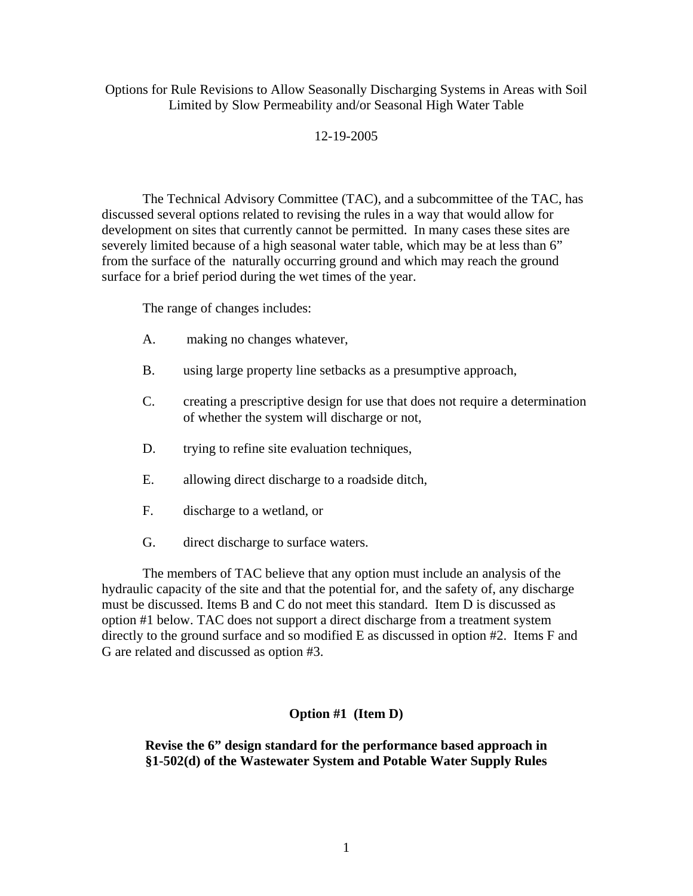Options for Rule Revisions to Allow Seasonally Discharging Systems in Areas with Soil Limited by Slow Permeability and/or Seasonal High Water Table

12-19-2005

The Technical Advisory Committee (TAC), and a subcommittee of the TAC, has discussed several options related to revising the rules in a way that would allow for development on sites that currently cannot be permitted. In many cases these sites are severely limited because of a high seasonal water table, which may be at less than 6" from the surface of the naturally occurring ground and which may reach the ground surface for a brief period during the wet times of the year.

The range of changes includes:

A. making no changes whatever,

B. using large property line setbacks as a presumptive approach,

C. creating a prescriptive design for use that does not require a determination of whether the system will discharge or not,

D. trying to refine site evaluation techniques,

E. allowing direct discharge to a roadside ditch,

F. discharge to a wetland, or

G. direct discharge to surface waters.

The members of TAC believe that any option must include an analysis of the hydraulic capacity of the site and that the potential for, and the safety of, any discharge must be discussed. Items B and C do not meet this standard. Item D is discussed as option #1 below. TAC does not support a direct discharge from a treatment system directly to the ground surface and so modified E as discussed in option #2. Items F and G are related and discussed as option #3.

## Option #1 (Item D)

### Revise the 6" design standard for the performance based approach in §1-502(d) of the Wastewater System and Potable Water Supply Rules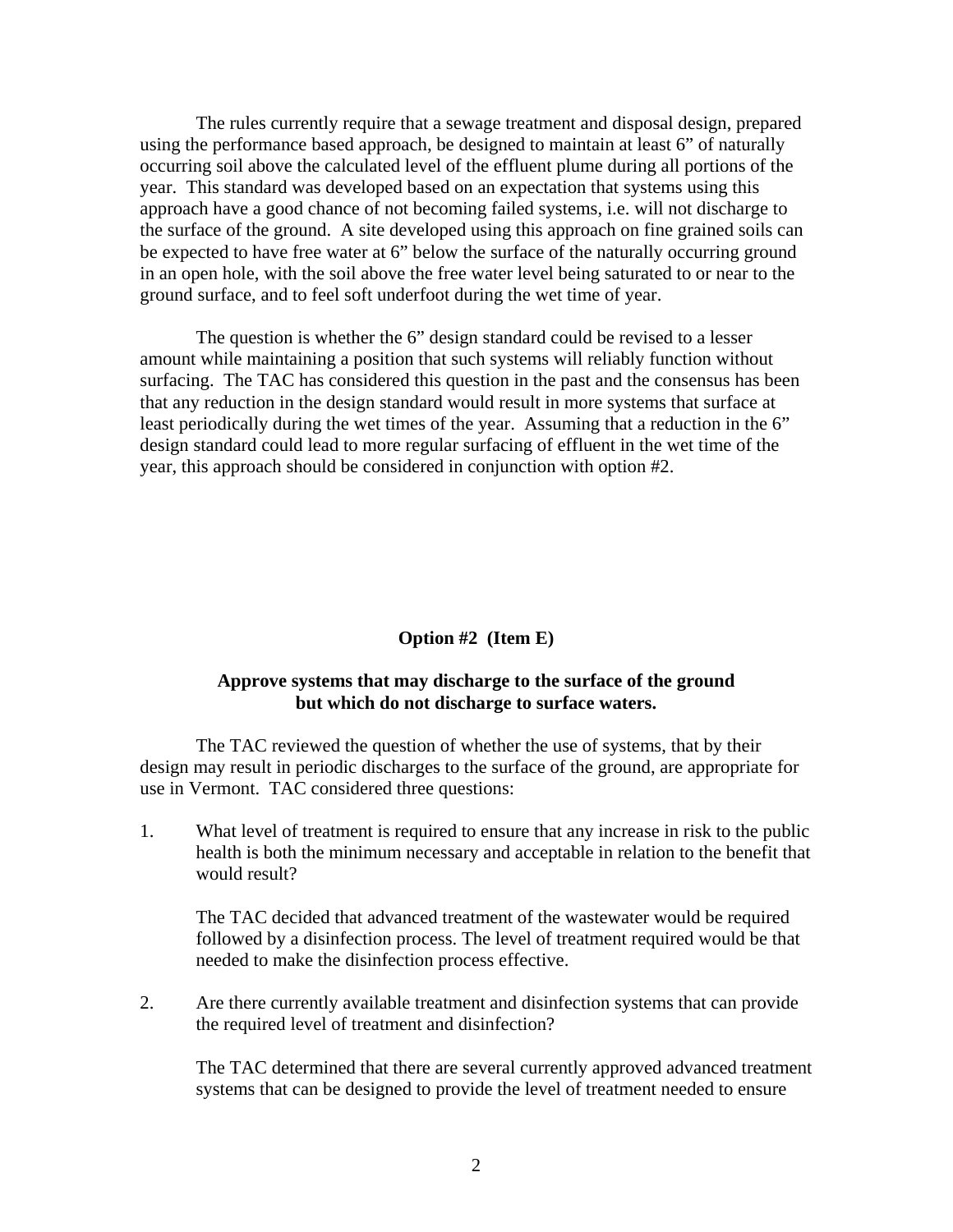The rules currently require that a sewage treatment and disposal design, prepared using the performance based approach, be designed to maintain at least 6" of naturally occurring soil above the calculated level of the effluent plume during all portions of the year. This standard was developed based on an expectation that systems using this approach have a good chance of not becoming failed systems, i.e. will not discharge to the surface of the ground. A site developed using this approach on fine grained soils can be expected to have free water at 6" below the surface of the naturally occurring ground in an open hole, with the soil above the free water level being saturated to or near to the ground surface, and to feel soft underfoot during the wet time of year.

The question is whether the 6" design standard could be revised to a lesser amount while maintaining a position that such systems will reliably function without surfacing. The TAC has considered this question in the past and the consensus has been that any reduction in the design standard would result in more systems that surface at least periodically during the wet times of the year. Assuming that a reduction in the 6" design standard could lead to more regular surfacing of effluent in the wet time of the year, this approach should be considered in conjunction with option #2.

**Option #2 (Item E)**

**Approve systems that may discharge to the surface of the ground but which do not discharge to surface waters.**

The TAC reviewed the question of whether the use of systems, that by their design may result in periodic discharges to the surface of the ground, are appropriate for use in Vermont. TAC considered three questions:

1. What level of treatment is required to ensure that any increase in risk to the public health is both the minimum necessary and acceptable in relation to the benefit that would result?

   The TAC decided that advanced treatment of the wastewater would be required followed by a disinfection process. The level of treatment required would be that needed to make the disinfection process effective.

2. Are there currently available treatment and disinfection systems that can provide the required level of treatment and disinfection?

   The TAC determined that there are several currently approved advanced treatment systems that can be designed to provide the level of treatment needed to ensure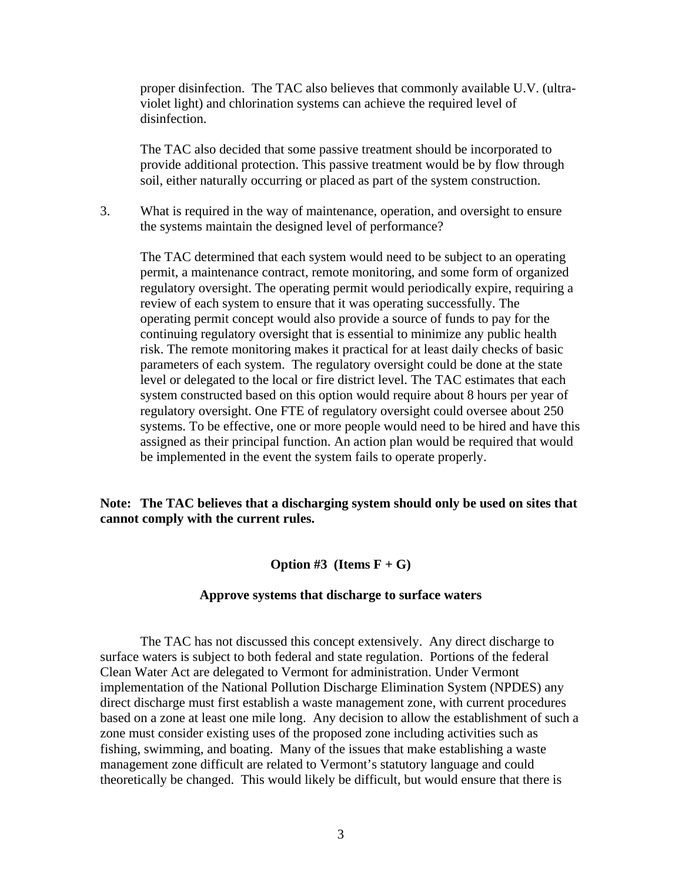proper disinfection. The TAC also believes that commonly available U.V. (ultra-violet light) and chlorination systems can achieve the required level of disinfection.

The TAC also decided that some passive treatment should be incorporated to provide additional protection. This passive treatment would be by flow through soil, either naturally occurring or placed as part of the system construction.

3. What is required in the way of maintenance, operation, and oversight to ensure the systems maintain the designed level of performance?

   The TAC determined that each system would need to be subject to an operating permit, a maintenance contract, remote monitoring, and some form of organized regulatory oversight. The operating permit would periodically expire, requiring a review of each system to ensure that it was operating successfully. The operating permit concept would also provide a source of funds to pay for the continuing regulatory oversight that is essential to minimize any public health risk. The remote monitoring makes it practical for at least daily checks of basic parameters of each system. The regulatory oversight could be done at the state level or delegated to the local or fire district level. The TAC estimates that each system constructed based on this option would require about 8 hours per year of regulatory oversight. One FTE of regulatory oversight could oversee about 250 systems. To be effective, one or more people would need to be hired and have this assigned as their principal function. An action plan would be required that would be implemented in the event the system fails to operate properly.

**Note: The TAC believes that a discharging system should only be used on sites that cannot comply with the current rules.**

## Option #3 (Items F + G)

### Approve systems that discharge to surface waters

The TAC has not discussed this concept extensively. Any direct discharge to surface waters is subject to both federal and state regulation. Portions of the federal Clean Water Act are delegated to Vermont for administration. Under Vermont implementation of the National Pollution Discharge Elimination System (NPDES) any direct discharge must first establish a waste management zone, with current procedures based on a zone at least one mile long. Any decision to allow the establishment of such a zone must consider existing uses of the proposed zone including activities such as fishing, swimming, and boating. Many of the issues that make establishing a waste management zone difficult are related to Vermont's statutory language and could theoretically be changed. This would likely be difficult, but would ensure that there is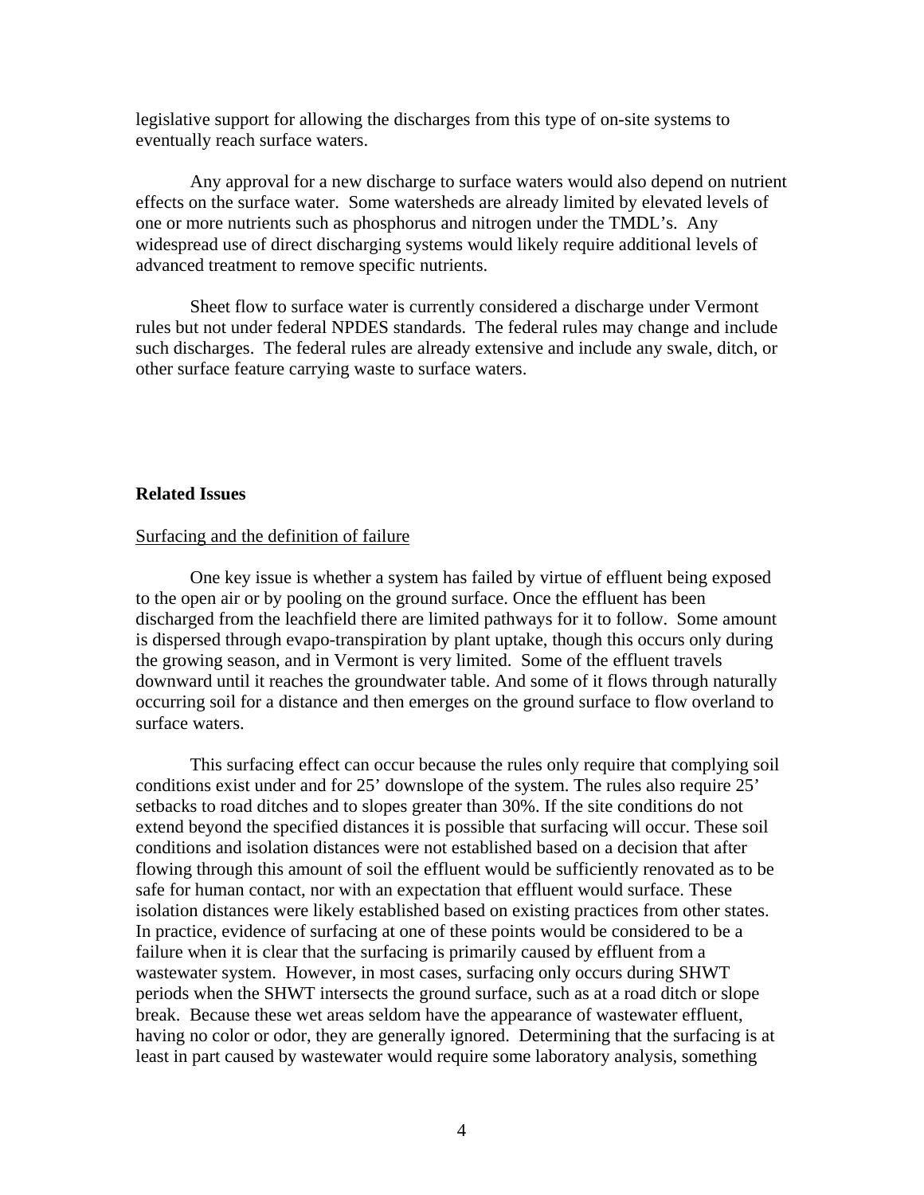legislative support for allowing the discharges from this type of on-site systems to eventually reach surface waters.

Any approval for a new discharge to surface waters would also depend on nutrient effects on the surface water. Some watersheds are already limited by elevated levels of one or more nutrients such as phosphorus and nitrogen under the TMDL's. Any widespread use of direct discharging systems would likely require additional levels of advanced treatment to remove specific nutrients.

Sheet flow to surface water is currently considered a discharge under Vermont rules but not under federal NPDES standards. The federal rules may change and include such discharges. The federal rules are already extensive and include any swale, ditch, or other surface feature carrying waste to surface waters.

**Related Issues**

Surfacing and the definition of failure

One key issue is whether a system has failed by virtue of effluent being exposed to the open air or by pooling on the ground surface. Once the effluent has been discharged from the leachfield there are limited pathways for it to follow. Some amount is dispersed through evapo-transpiration by plant uptake, though this occurs only during the growing season, and in Vermont is very limited. Some of the effluent travels downward until it reaches the groundwater table. And some of it flows through naturally occurring soil for a distance and then emerges on the ground surface to flow overland to surface waters.

This surfacing effect can occur because the rules only require that complying soil conditions exist under and for 25' downslope of the system. The rules also require 25' setbacks to road ditches and to slopes greater than 30%. If the site conditions do not extend beyond the specified distances it is possible that surfacing will occur. These soil conditions and isolation distances were not established based on a decision that after flowing through this amount of soil the effluent would be sufficiently renovated as to be safe for human contact, nor with an expectation that effluent would surface. These isolation distances were likely established based on existing practices from other states. In practice, evidence of surfacing at one of these points would be considered to be a failure when it is clear that the surfacing is primarily caused by effluent from a wastewater system. However, in most cases, surfacing only occurs during SHWT periods when the SHWT intersects the ground surface, such as at a road ditch or slope break. Because these wet areas seldom have the appearance of wastewater effluent, having no color or odor, they are generally ignored. Determining that the surfacing is at least in part caused by wastewater would require some laboratory analysis, something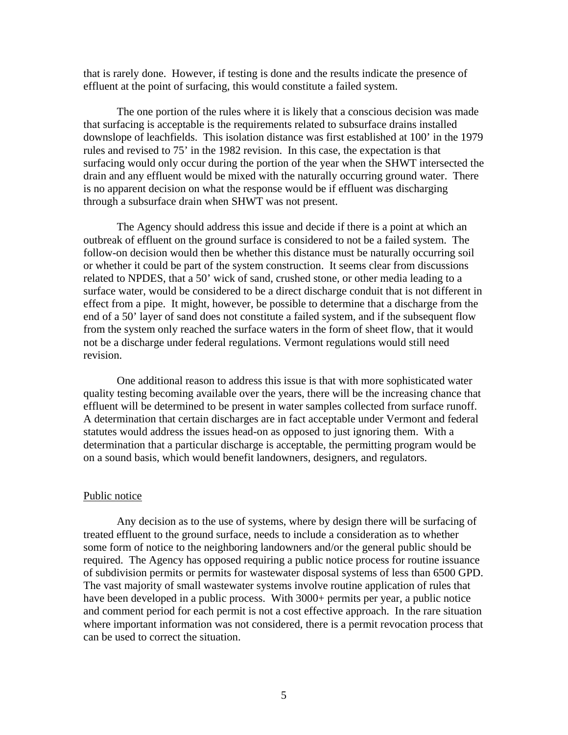that is rarely done. However, if testing is done and the results indicate the presence of effluent at the point of surfacing, this would constitute a failed system.

The one portion of the rules where it is likely that a conscious decision was made that surfacing is acceptable is the requirements related to subsurface drains installed downslope of leachfields. This isolation distance was first established at 100' in the 1979 rules and revised to 75' in the 1982 revision. In this case, the expectation is that surfacing would only occur during the portion of the year when the SHWT intersected the drain and any effluent would be mixed with the naturally occurring ground water. There is no apparent decision on what the response would be if effluent was discharging through a subsurface drain when SHWT was not present.

The Agency should address this issue and decide if there is a point at which an outbreak of effluent on the ground surface is considered to not be a failed system. The follow-on decision would then be whether this distance must be naturally occurring soil or whether it could be part of the system construction. It seems clear from discussions related to NPDES, that a 50' wick of sand, crushed stone, or other media leading to a surface water, would be considered to be a direct discharge conduit that is not different in effect from a pipe. It might, however, be possible to determine that a discharge from the end of a 50' layer of sand does not constitute a failed system, and if the subsequent flow from the system only reached the surface waters in the form of sheet flow, that it would not be a discharge under federal regulations. Vermont regulations would still need revision.

One additional reason to address this issue is that with more sophisticated water quality testing becoming available over the years, there will be the increasing chance that effluent will be determined to be present in water samples collected from surface runoff. A determination that certain discharges are in fact acceptable under Vermont and federal statutes would address the issues head-on as opposed to just ignoring them. With a determination that a particular discharge is acceptable, the permitting program would be on a sound basis, which would benefit landowners, designers, and regulators.

## Public notice

Any decision as to the use of systems, where by design there will be surfacing of treated effluent to the ground surface, needs to include a consideration as to whether some form of notice to the neighboring landowners and/or the general public should be required. The Agency has opposed requiring a public notice process for routine issuance of subdivision permits or permits for wastewater disposal systems of less than 6500 GPD. The vast majority of small wastewater systems involve routine application of rules that have been developed in a public process. With 3000+ permits per year, a public notice and comment period for each permit is not a cost effective approach. In the rare situation where important information was not considered, there is a permit revocation process that can be used to correct the situation.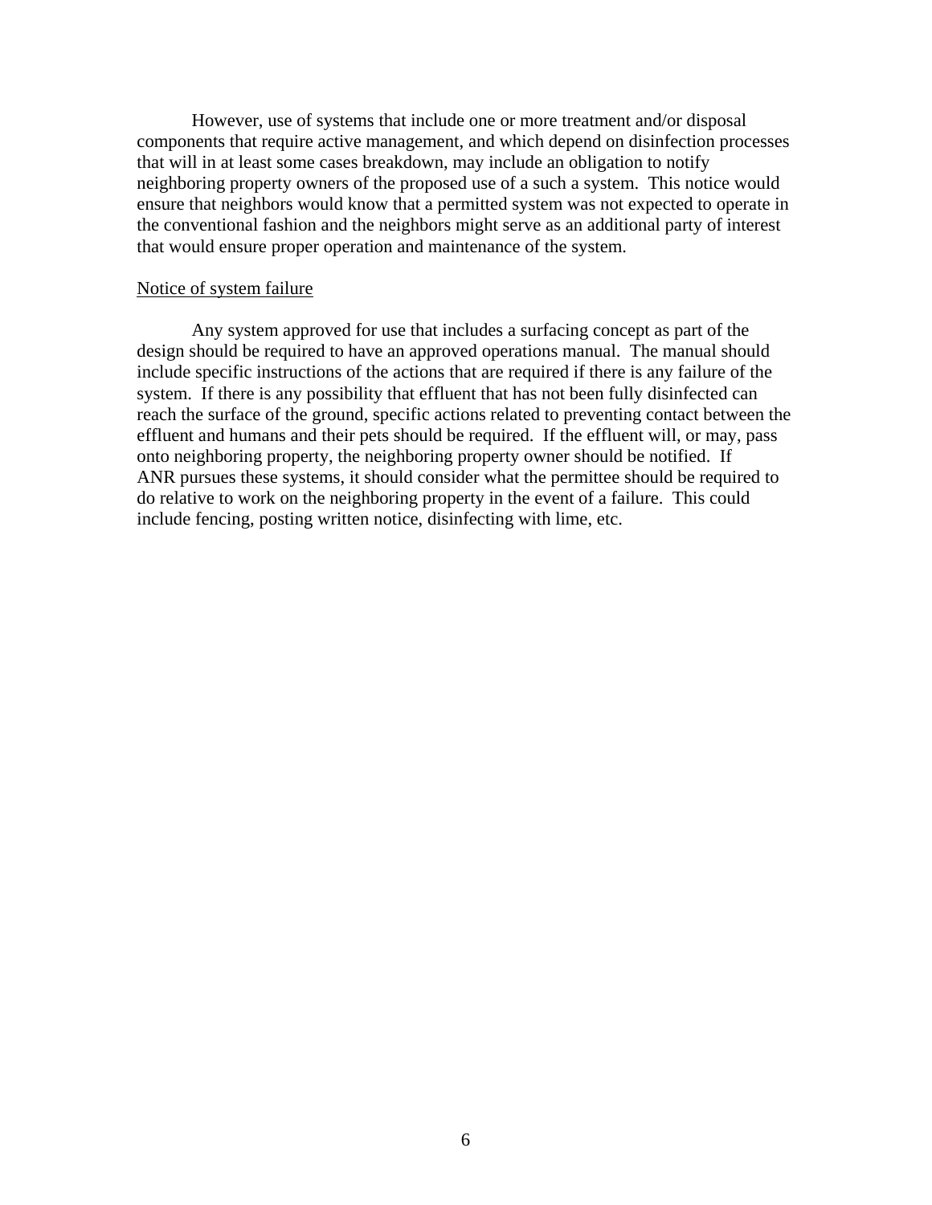However, use of systems that include one or more treatment and/or disposal components that require active management, and which depend on disinfection processes that will in at least some cases breakdown, may include an obligation to notify neighboring property owners of the proposed use of a such a system. This notice would ensure that neighbors would know that a permitted system was not expected to operate in the conventional fashion and the neighbors might serve as an additional party of interest that would ensure proper operation and maintenance of the system.

<u>Notice of system failure</u>

Any system approved for use that includes a surfacing concept as part of the design should be required to have an approved operations manual. The manual should include specific instructions of the actions that are required if there is any failure of the system. If there is any possibility that effluent that has not been fully disinfected can reach the surface of the ground, specific actions related to preventing contact between the effluent and humans and their pets should be required. If the effluent will, or may, pass onto neighboring property, the neighboring property owner should be notified. If ANR pursues these systems, it should consider what the permittee should be required to do relative to work on the neighboring property in the event of a failure. This could include fencing, posting written notice, disinfecting with lime, etc.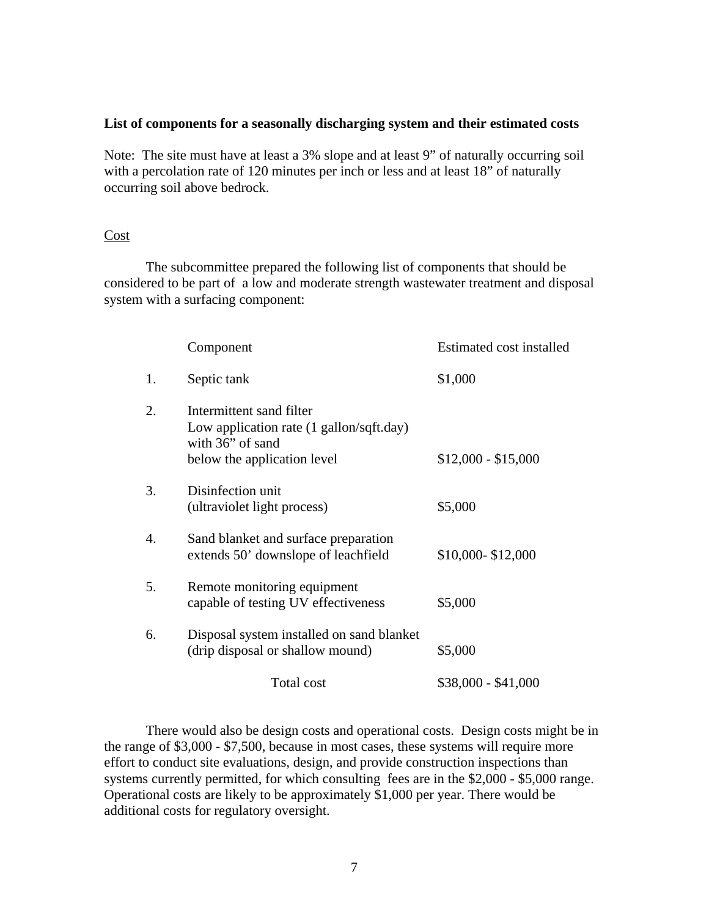**List of components for a seasonally discharging system and their estimated costs**

Note: The site must have at least a 3% slope and at least 9" of naturally occurring soil with a percolation rate of 120 minutes per inch or less and at least 18" of naturally occurring soil above bedrock.

Cost

The subcommittee prepared the following list of components that should be considered to be part of a low and moderate strength wastewater treatment and disposal system with a surfacing component:

| | Component | Estimated cost installed |
|---|---|---|
| 1. | Septic tank | $1,000 |
| 2. | Intermittent sand filter Low application rate (1 gallon/sqft.day) with 36" of sand below the application level | $12,000 - $15,000 |
| 3. | Disinfection unit (ultraviolet light process) | $5,000 |
| 4. | Sand blanket and surface preparation extends 50' downslope of leachfield | $10,000- $12,000 |
| 5. | Remote monitoring equipment capable of testing UV effectiveness | $5,000 |
| 6. | Disposal system installed on sand blanket (drip disposal or shallow mound) | $5,000 |
| | Total cost | $38,000 - $41,000 |

There would also be design costs and operational costs. Design costs might be in the range of $3,000 - $7,500, because in most cases, these systems will require more effort to conduct site evaluations, design, and provide construction inspections than systems currently permitted, for which consulting fees are in the $2,000 - $5,000 range. Operational costs are likely to be approximately $1,000 per year. There would be additional costs for regulatory oversight.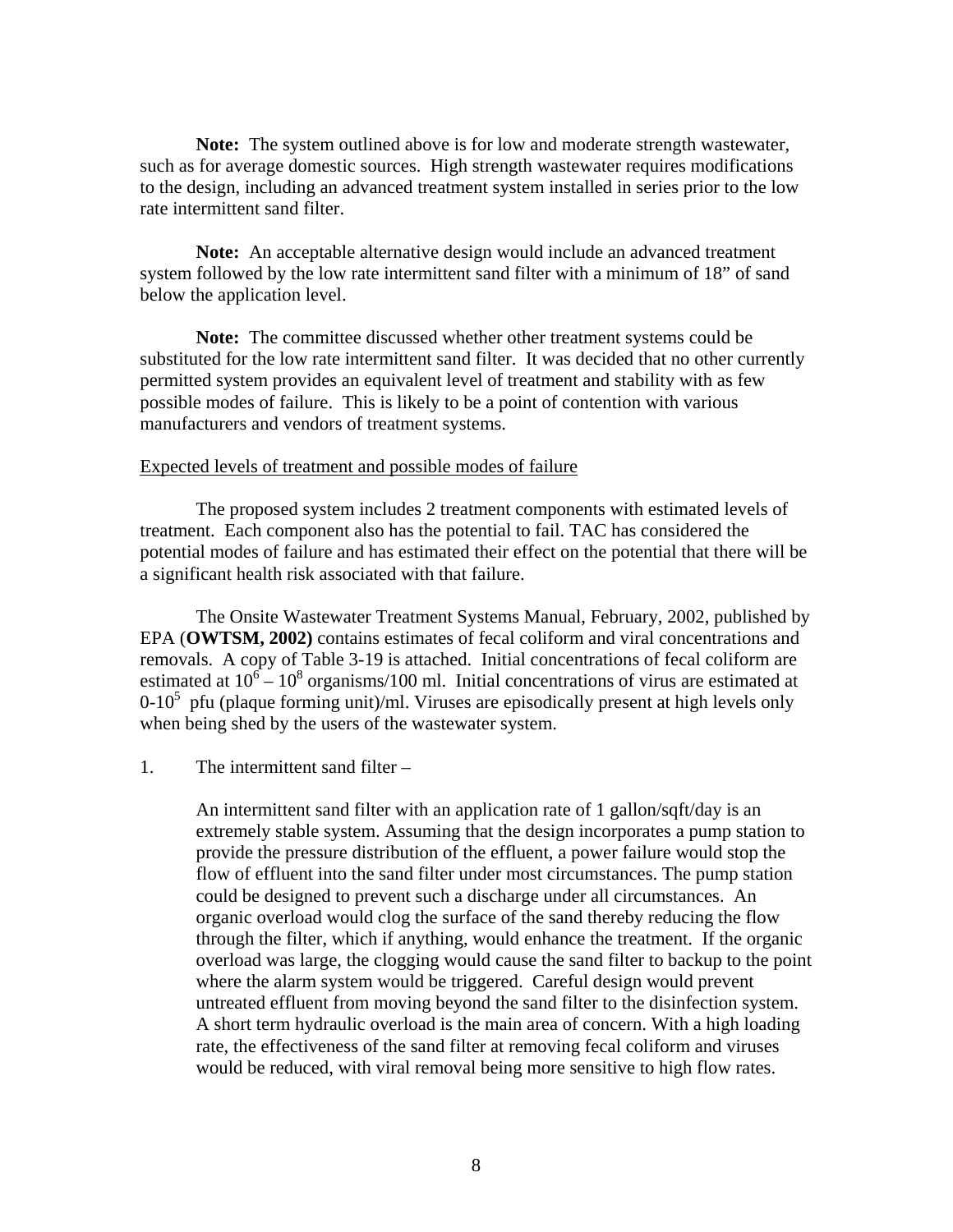**Note:** The system outlined above is for low and moderate strength wastewater, such as for average domestic sources. High strength wastewater requires modifications to the design, including an advanced treatment system installed in series prior to the low rate intermittent sand filter.

**Note:** An acceptable alternative design would include an advanced treatment system followed by the low rate intermittent sand filter with a minimum of 18" of sand below the application level.

**Note:** The committee discussed whether other treatment systems could be substituted for the low rate intermittent sand filter. It was decided that no other currently permitted system provides an equivalent level of treatment and stability with as few possible modes of failure. This is likely to be a point of contention with various manufacturers and vendors of treatment systems.

Expected levels of treatment and possible modes of failure

The proposed system includes 2 treatment components with estimated levels of treatment. Each component also has the potential to fail. TAC has considered the potential modes of failure and has estimated their effect on the potential that there will be a significant health risk associated with that failure.

The Onsite Wastewater Treatment Systems Manual, February, 2002, published by EPA (**OWTSM, 2002)** contains estimates of fecal coliform and viral concentrations and removals. A copy of Table 3-19 is attached. Initial concentrations of fecal coliform are estimated at $10^6 – 10^8$ organisms/100 ml. Initial concentrations of virus are estimated at $0\text{-}10^5$ pfu (plaque forming unit)/ml. Viruses are episodically present at high levels only when being shed by the users of the wastewater system.

1. The intermittent sand filter –

   An intermittent sand filter with an application rate of 1 gallon/sqft/day is an extremely stable system. Assuming that the design incorporates a pump station to provide the pressure distribution of the effluent, a power failure would stop the flow of effluent into the sand filter under most circumstances. The pump station could be designed to prevent such a discharge under all circumstances. An organic overload would clog the surface of the sand thereby reducing the flow through the filter, which if anything, would enhance the treatment. If the organic overload was large, the clogging would cause the sand filter to backup to the point where the alarm system would be triggered. Careful design would prevent untreated effluent from moving beyond the sand filter to the disinfection system. A short term hydraulic overload is the main area of concern. With a high loading rate, the effectiveness of the sand filter at removing fecal coliform and viruses would be reduced, with viral removal being more sensitive to high flow rates.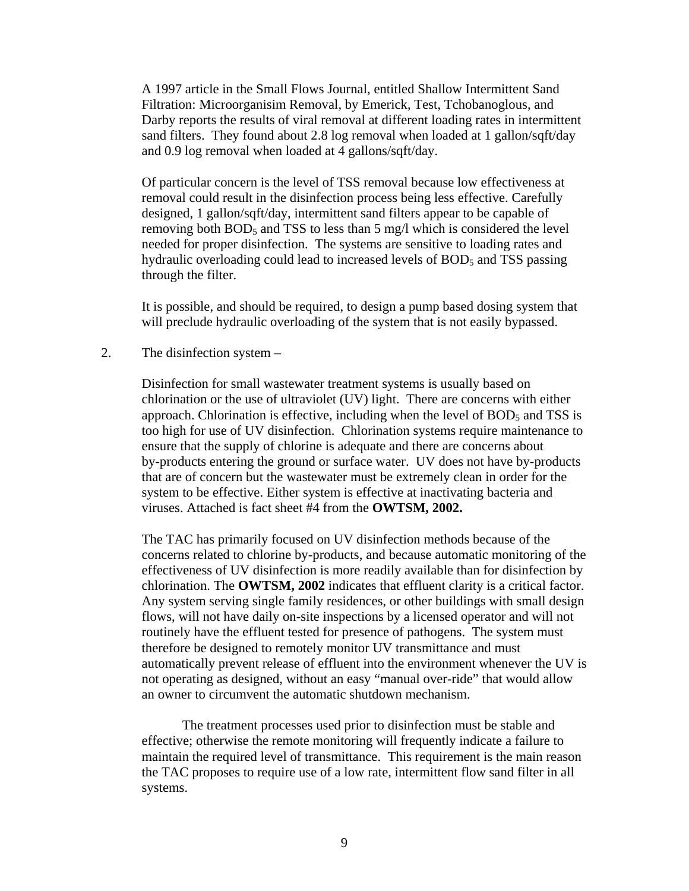A 1997 article in the Small Flows Journal, entitled Shallow Intermittent Sand Filtration: Microorganisim Removal, by Emerick, Test, Tchobanoglous, and Darby reports the results of viral removal at different loading rates in intermittent sand filters. They found about 2.8 log removal when loaded at 1 gallon/sqft/day and 0.9 log removal when loaded at 4 gallons/sqft/day.

Of particular concern is the level of TSS removal because low effectiveness at removal could result in the disinfection process being less effective. Carefully designed, 1 gallon/sqft/day, intermittent sand filters appear to be capable of removing both $BOD_5$ and TSS to less than 5 mg/l which is considered the level needed for proper disinfection. The systems are sensitive to loading rates and hydraulic overloading could lead to increased levels of $BOD_5$ and TSS passing through the filter.

It is possible, and should be required, to design a pump based dosing system that will preclude hydraulic overloading of the system that is not easily bypassed.

2. The disinfection system –

Disinfection for small wastewater treatment systems is usually based on chlorination or the use of ultraviolet (UV) light. There are concerns with either approach. Chlorination is effective, including when the level of $BOD_5$ and TSS is too high for use of UV disinfection. Chlorination systems require maintenance to ensure that the supply of chlorine is adequate and there are concerns about by-products entering the ground or surface water. UV does not have by-products that are of concern but the wastewater must be extremely clean in order for the system to be effective. Either system is effective at inactivating bacteria and viruses. Attached is fact sheet #4 from the **OWTSM, 2002.**

The TAC has primarily focused on UV disinfection methods because of the concerns related to chlorine by-products, and because automatic monitoring of the effectiveness of UV disinfection is more readily available than for disinfection by chlorination. The **OWTSM, 2002** indicates that effluent clarity is a critical factor. Any system serving single family residences, or other buildings with small design flows, will not have daily on-site inspections by a licensed operator and will not routinely have the effluent tested for presence of pathogens. The system must therefore be designed to remotely monitor UV transmittance and must automatically prevent release of effluent into the environment whenever the UV is not operating as designed, without an easy "manual over-ride" that would allow an owner to circumvent the automatic shutdown mechanism.

The treatment processes used prior to disinfection must be stable and effective; otherwise the remote monitoring will frequently indicate a failure to maintain the required level of transmittance. This requirement is the main reason the TAC proposes to require use of a low rate, intermittent flow sand filter in all systems.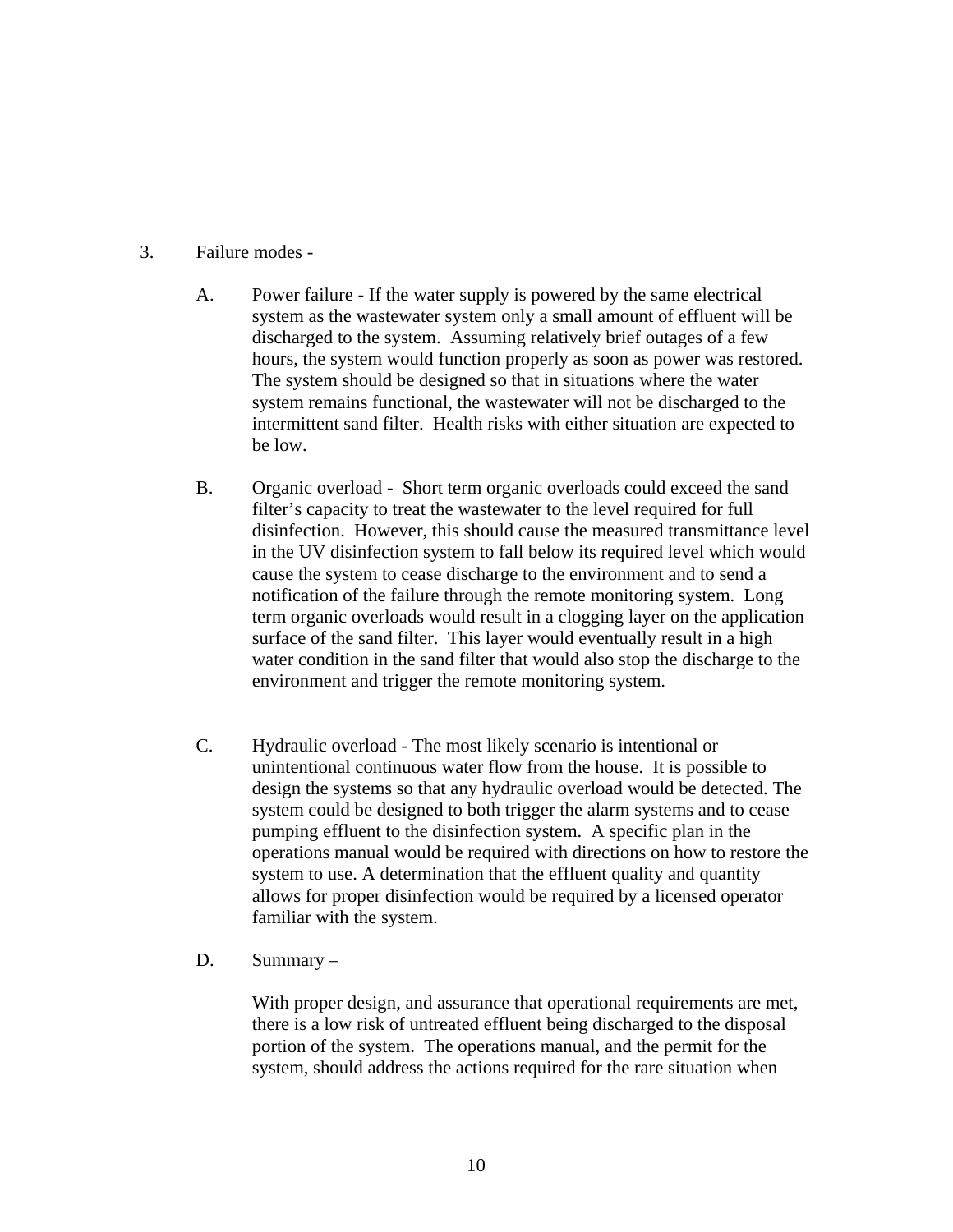3. Failure modes -

   A. Power failure - If the water supply is powered by the same electrical system as the wastewater system only a small amount of effluent will be discharged to the system. Assuming relatively brief outages of a few hours, the system would function properly as soon as power was restored. The system should be designed so that in situations where the water system remains functional, the wastewater will not be discharged to the intermittent sand filter. Health risks with either situation are expected to be low.

   B. Organic overload - Short term organic overloads could exceed the sand filter's capacity to treat the wastewater to the level required for full disinfection. However, this should cause the measured transmittance level in the UV disinfection system to fall below its required level which would cause the system to cease discharge to the environment and to send a notification of the failure through the remote monitoring system. Long term organic overloads would result in a clogging layer on the application surface of the sand filter. This layer would eventually result in a high water condition in the sand filter that would also stop the discharge to the environment and trigger the remote monitoring system.

   C. Hydraulic overload - The most likely scenario is intentional or unintentional continuous water flow from the house. It is possible to design the systems so that any hydraulic overload would be detected. The system could be designed to both trigger the alarm systems and to cease pumping effluent to the disinfection system. A specific plan in the operations manual would be required with directions on how to restore the system to use. A determination that the effluent quality and quantity allows for proper disinfection would be required by a licensed operator familiar with the system.

   D. Summary –

      With proper design, and assurance that operational requirements are met, there is a low risk of untreated effluent being discharged to the disposal portion of the system. The operations manual, and the permit for the system, should address the actions required for the rare situation when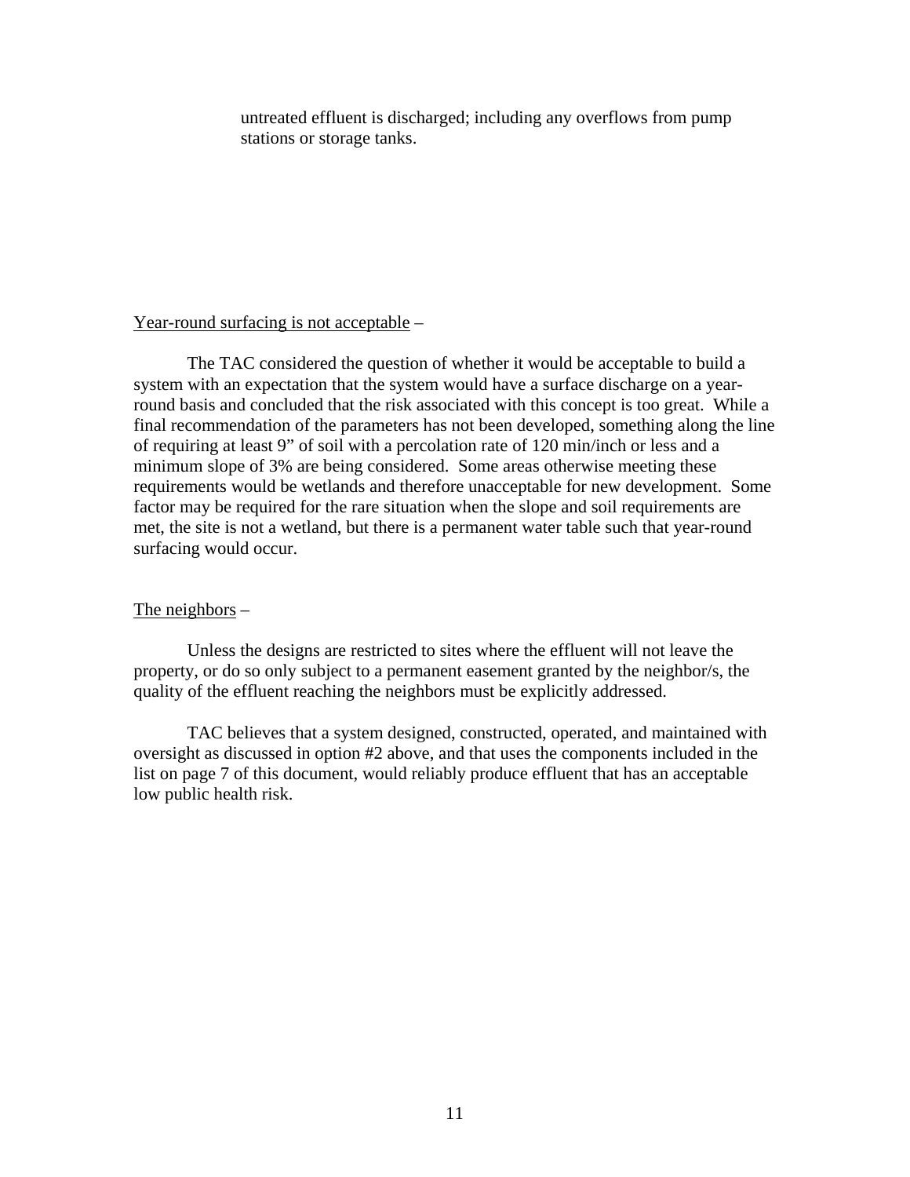untreated effluent is discharged; including any overflows from pump stations or storage tanks.

Year-round surfacing is not acceptable –

The TAC considered the question of whether it would be acceptable to build a system with an expectation that the system would have a surface discharge on a year-round basis and concluded that the risk associated with this concept is too great. While a final recommendation of the parameters has not been developed, something along the line of requiring at least 9" of soil with a percolation rate of 120 min/inch or less and a minimum slope of 3% are being considered. Some areas otherwise meeting these requirements would be wetlands and therefore unacceptable for new development. Some factor may be required for the rare situation when the slope and soil requirements are met, the site is not a wetland, but there is a permanent water table such that year-round surfacing would occur.

The neighbors –

Unless the designs are restricted to sites where the effluent will not leave the property, or do so only subject to a permanent easement granted by the neighbor/s, the quality of the effluent reaching the neighbors must be explicitly addressed.

TAC believes that a system designed, constructed, operated, and maintained with oversight as discussed in option #2 above, and that uses the components included in the list on page 7 of this document, would reliably produce effluent that has an acceptable low public health risk.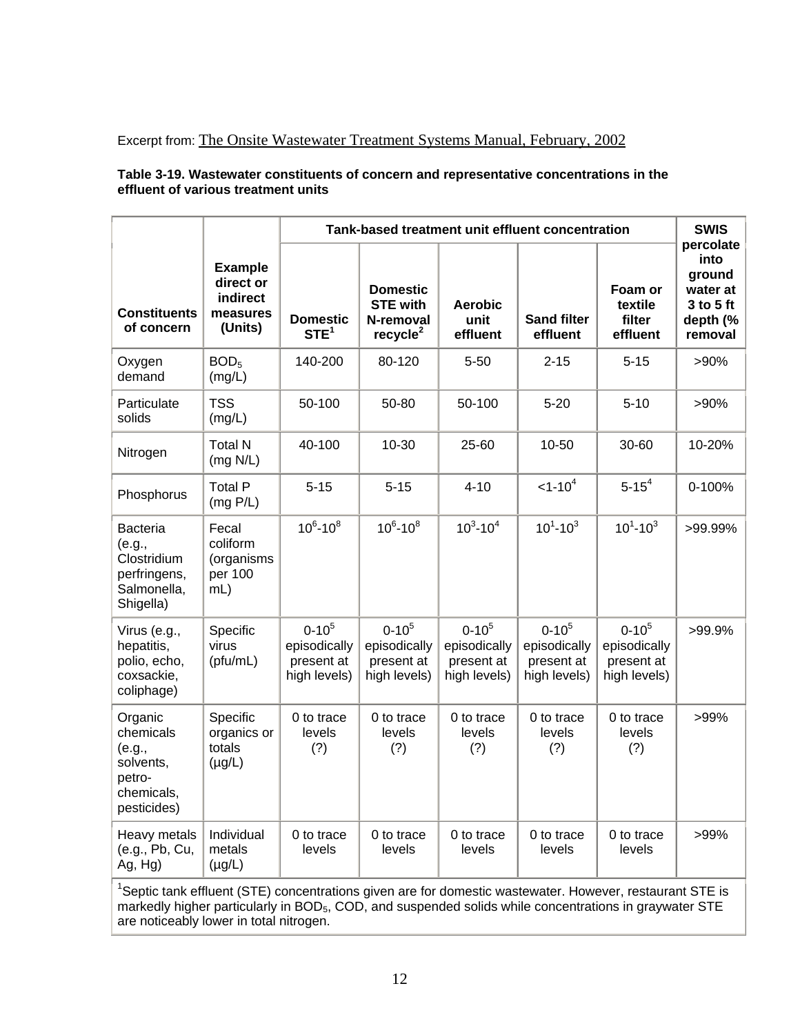Excerpt from: The Onsite Wastewater Treatment Systems Manual, February, 2002

**Table 3-19. Wastewater constituents of concern and representative concentrations in the effluent of various treatment units**

| Constituents of concern | Example direct or indirect measures (Units) | Tank-based treatment unit effluent concentration | | | | | SWIS percolate into ground water at 3 to 5 ft depth (% removal |
|---|---|---|---|---|---|---|---|
| | | Domestic STE[1] | Domestic STE with N-removal recycle[2] | Aerobic unit effluent | Sand filter effluent | Foam or textile filter effluent | |
| Oxygen demand | $BOD_5$ (mg/L) | 140-200 | 80-120 | 5-50 | 2-15 | 5-15 | >90% |
| Particulate solids | TSS (mg/L) | 50-100 | 50-80 | 50-100 | 5-20 | 5-10 | >90% |
| Nitrogen | Total N (mg N/L) | 40-100 | 10-30 | 25-60 | 10-50 | 30-60 | 10-20% |
| Phosphorus | Total P (mg P/L) | 5-15 | 5-15 | 4-10 | <1-10[4] | 5-15[4] | 0-100% |
| Bacteria (e.g., Clostridium perfringens, Salmonella, Shigella) | Fecal coliform (organisms per 100 mL) | $10^6$-$10^8$ | $10^6$-$10^8$ | $10^3$-$10^4$ | $10^1$-$10^3$ | $10^1$-$10^3$ | >99.99% |
| Virus (e.g., hepatitis, polio, echo, coxsackie, coliphage) | Specific virus (pfu/mL) | 0-$10^5$ episodically present at high levels) | 0-$10^5$ episodically present at high levels) | 0-$10^5$ episodically present at high levels) | 0-$10^5$ episodically present at high levels) | 0-$10^5$ episodically present at high levels) | >99.9% |
| Organic chemicals (e.g., solvents, petro-chemicals, pesticides) | Specific organics or totals (µg/L) | 0 to trace levels (?) | 0 to trace levels (?) | 0 to trace levels (?) | 0 to trace levels (?) | 0 to trace levels (?) | >99% |
| Heavy metals (e.g., Pb, Cu, Ag, Hg) | Individual metals (µg/L) | 0 to trace levels | 0 to trace levels | 0 to trace levels | 0 to trace levels | 0 to trace levels | >99% |

[1]Septic tank effluent (STE) concentrations given are for domestic wastewater. However, restaurant STE is markedly higher particularly in $BOD_5$, COD, and suspended solids while concentrations in graywater STE are noticeably lower in total nitrogen.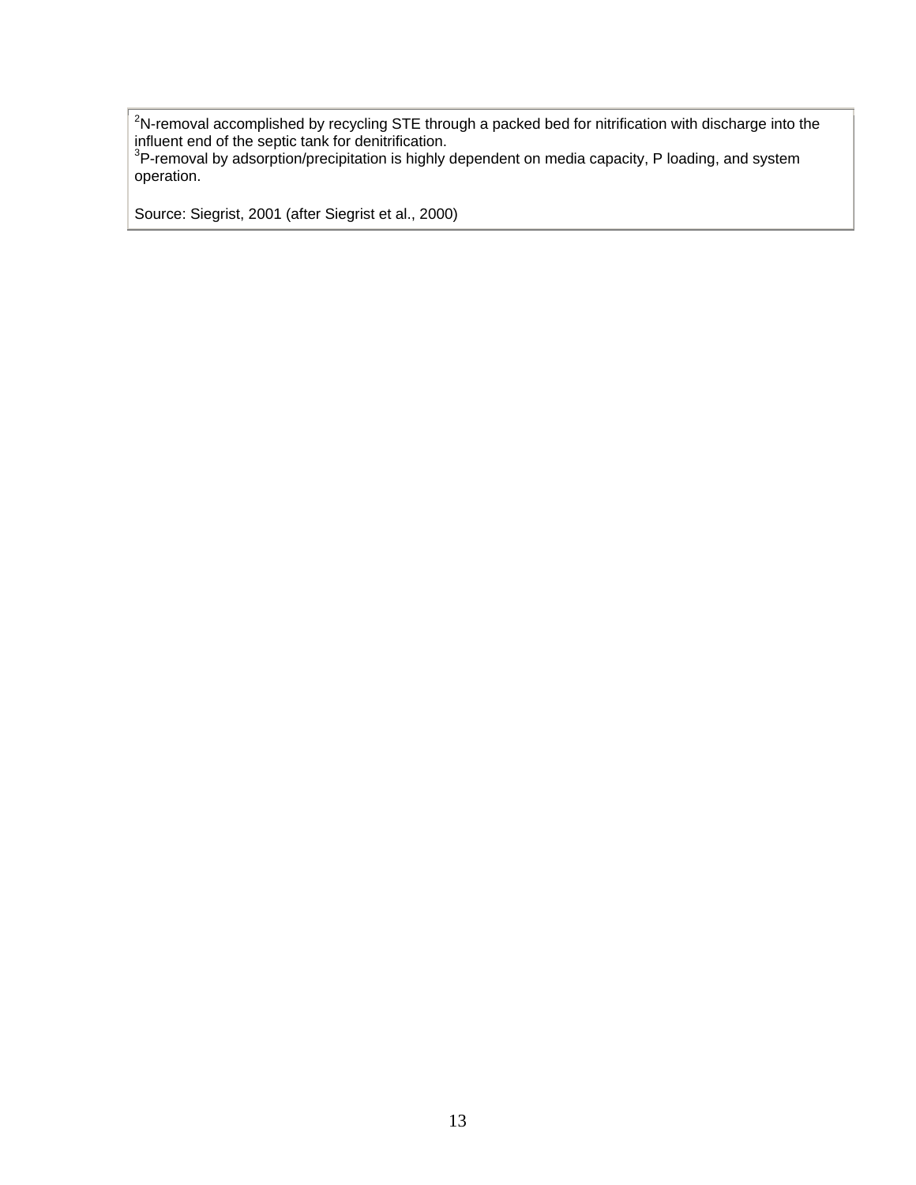[2]N-removal accomplished by recycling STE through a packed bed for nitrification with discharge into the influent end of the septic tank for denitrification.
[3]P-removal by adsorption/precipitation is highly dependent on media capacity, P loading, and system operation.

Source: Siegrist, 2001 (after Siegrist et al., 2000)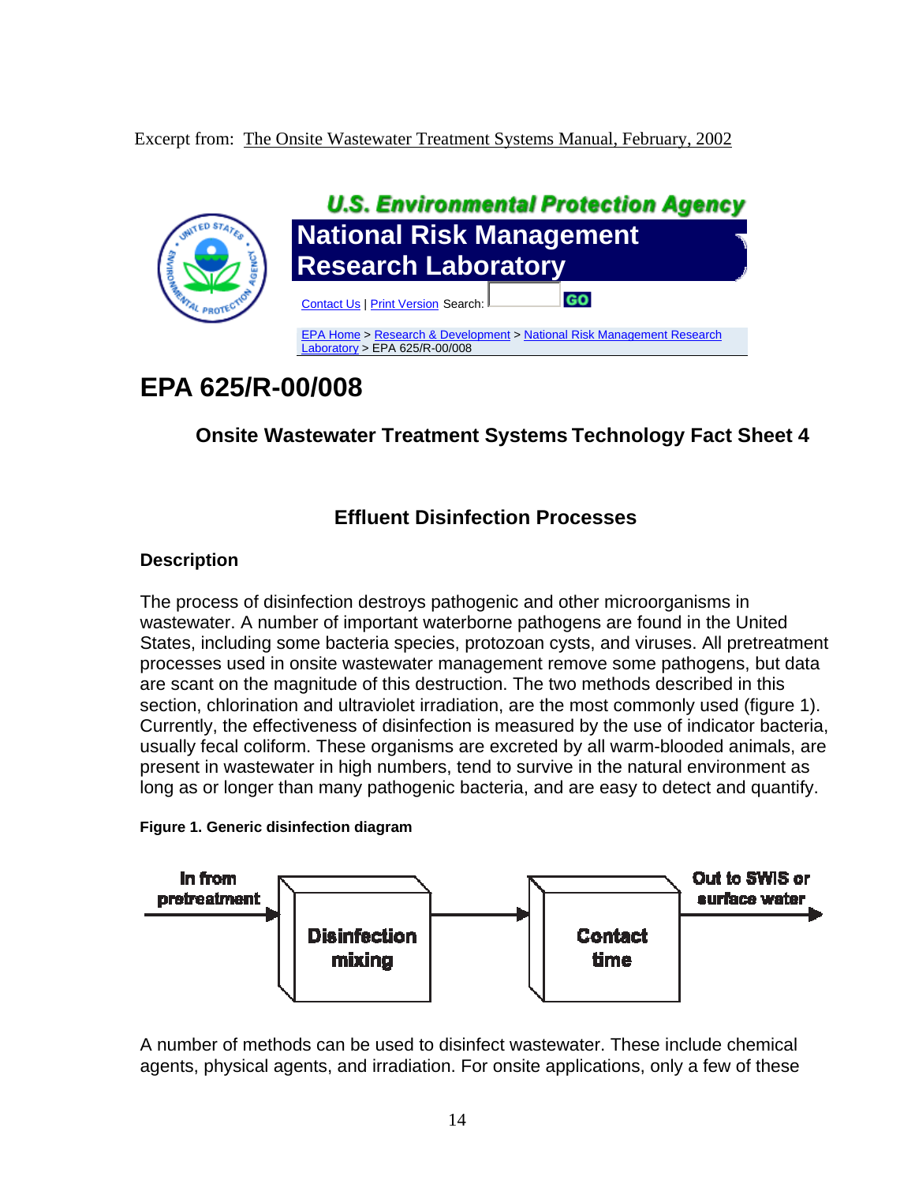Excerpt from: The Onsite Wastewater Treatment Systems Manual, February, 2002

U.S. Environmental Protection Agency

National Risk Management Research Laboratory

Contact Us | Print Version Search: GO

EPA Home > Research & Development > National Risk Management Research Laboratory > EPA 625/R-00/008

# EPA 625/R-00/008

## Onsite Wastewater Treatment Systems Technology Fact Sheet 4

## Effluent Disinfection Processes

### Description

The process of disinfection destroys pathogenic and other microorganisms in wastewater. A number of important waterborne pathogens are found in the United States, including some bacteria species, protozoan cysts, and viruses. All pretreatment processes used in onsite wastewater management remove some pathogens, but data are scant on the magnitude of this destruction. The two methods described in this section, chlorination and ultraviolet irradiation, are the most commonly used (figure 1). Currently, the effectiveness of disinfection is measured by the use of indicator bacteria, usually fecal coliform. These organisms are excreted by all warm-blooded animals, are present in wastewater in high numbers, tend to survive in the natural environment as long as or longer than many pathogenic bacteria, and are easy to detect and quantify.

**Figure 1. Generic disinfection diagram**

In from pretreatment

Disinfection mixing

Contact time

Out to SWIS or surface water

A number of methods can be used to disinfect wastewater. These include chemical agents, physical agents, and irradiation. For onsite applications, only a few of these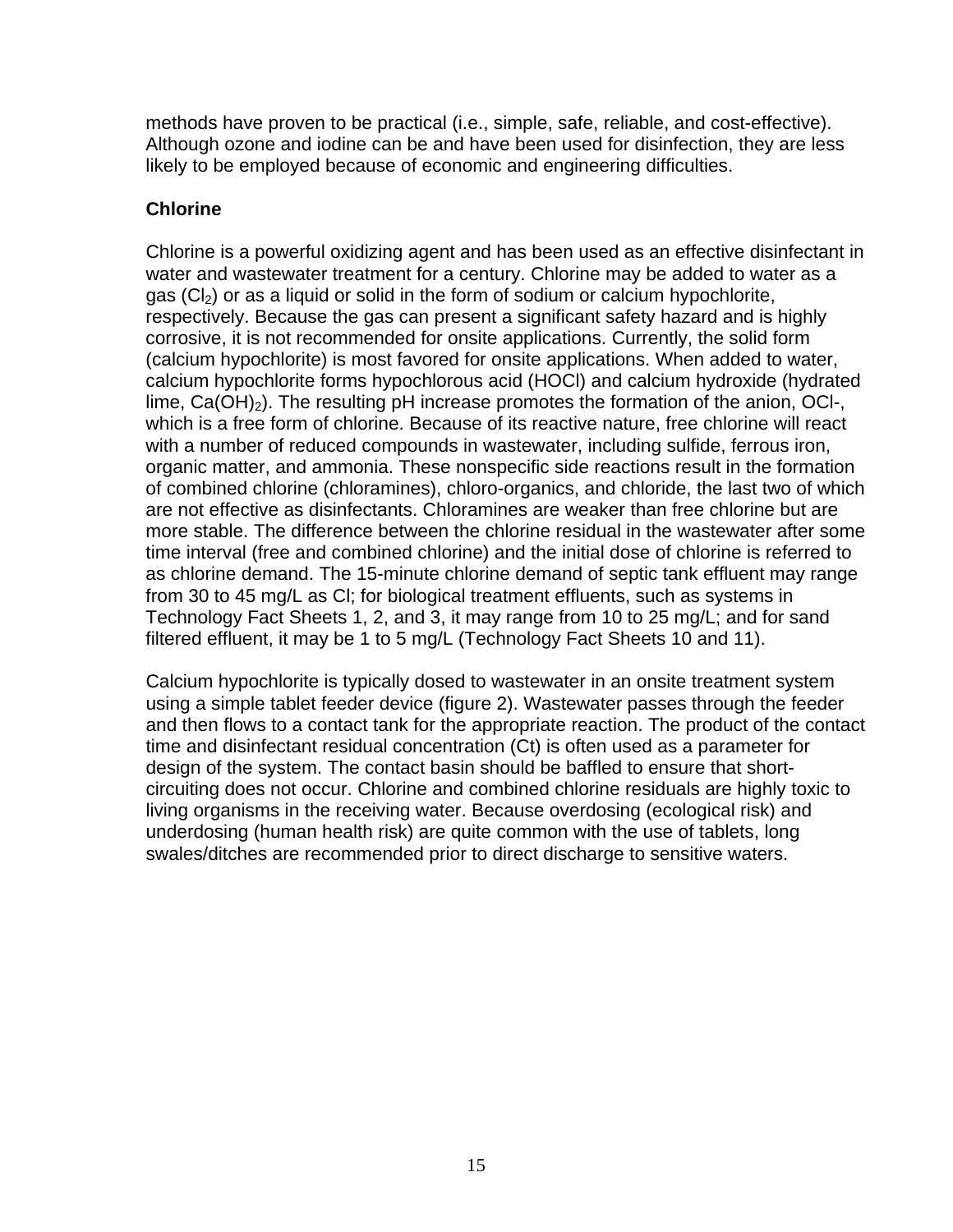methods have proven to be practical (i.e., simple, safe, reliable, and cost-effective). Although ozone and iodine can be and have been used for disinfection, they are less likely to be employed because of economic and engineering difficulties.

**Chlorine**

Chlorine is a powerful oxidizing agent and has been used as an effective disinfectant in water and wastewater treatment for a century. Chlorine may be added to water as a gas ($Cl_2$) or as a liquid or solid in the form of sodium or calcium hypochlorite, respectively. Because the gas can present a significant safety hazard and is highly corrosive, it is not recommended for onsite applications. Currently, the solid form (calcium hypochlorite) is most favored for onsite applications. When added to water, calcium hypochlorite forms hypochlorous acid (HOCl) and calcium hydroxide (hydrated lime, $Ca(OH)_2$). The resulting pH increase promotes the formation of the anion, $OCl^-$, which is a free form of chlorine. Because of its reactive nature, free chlorine will react with a number of reduced compounds in wastewater, including sulfide, ferrous iron, organic matter, and ammonia. These nonspecific side reactions result in the formation of combined chlorine (chloramines), chloro-organics, and chloride, the last two of which are not effective as disinfectants. Chloramines are weaker than free chlorine but are more stable. The difference between the chlorine residual in the wastewater after some time interval (free and combined chlorine) and the initial dose of chlorine is referred to as chlorine demand. The 15-minute chlorine demand of septic tank effluent may range from 30 to 45 mg/L as Cl; for biological treatment effluents, such as systems in Technology Fact Sheets 1, 2, and 3, it may range from 10 to 25 mg/L; and for sand filtered effluent, it may be 1 to 5 mg/L (Technology Fact Sheets 10 and 11).

Calcium hypochlorite is typically dosed to wastewater in an onsite treatment system using a simple tablet feeder device (figure 2). Wastewater passes through the feeder and then flows to a contact tank for the appropriate reaction. The product of the contact time and disinfectant residual concentration (Ct) is often used as a parameter for design of the system. The contact basin should be baffled to ensure that short-circuiting does not occur. Chlorine and combined chlorine residuals are highly toxic to living organisms in the receiving water. Because overdosing (ecological risk) and underdosing (human health risk) are quite common with the use of tablets, long swales/ditches are recommended prior to direct discharge to sensitive waters.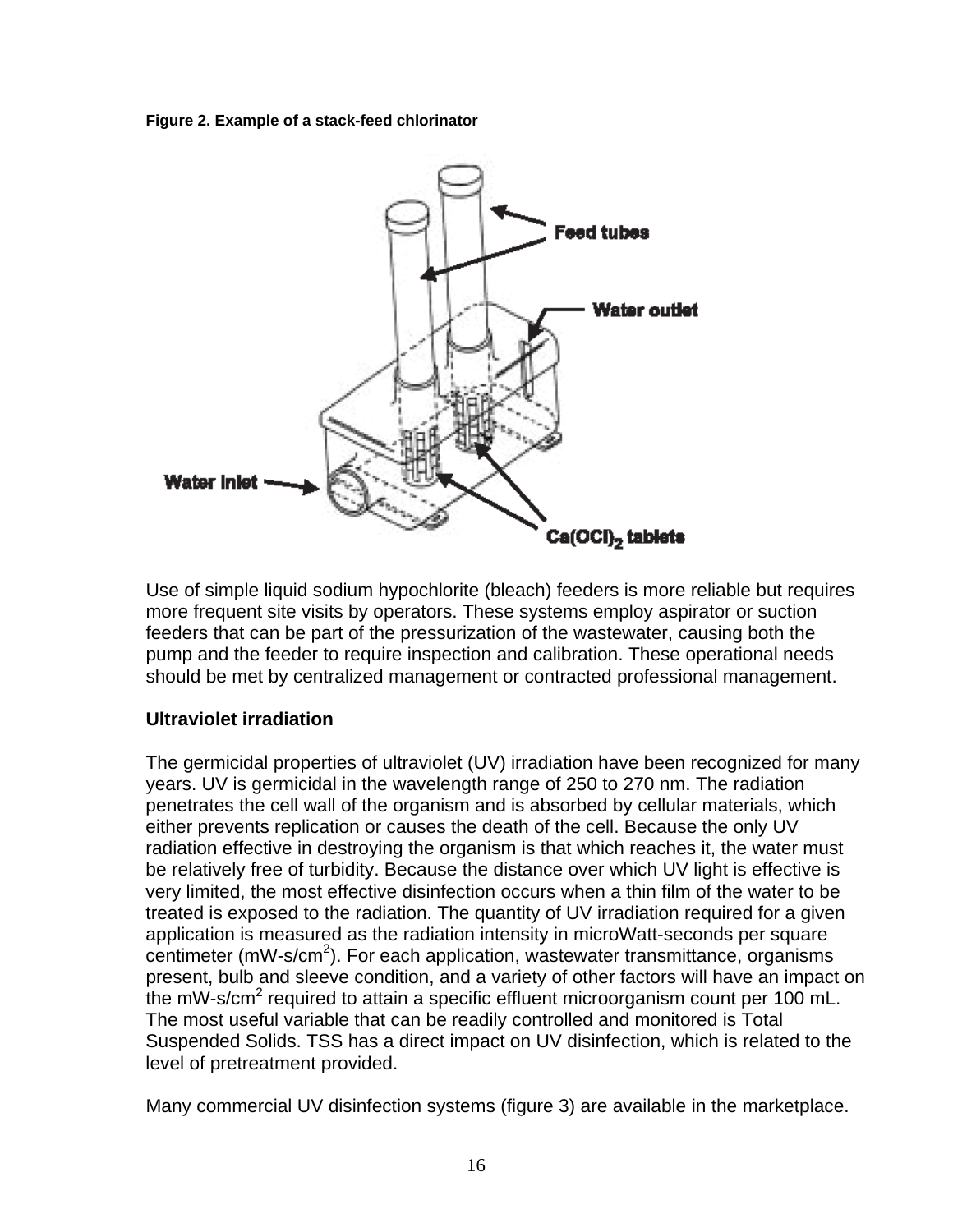**Figure 2. Example of a stack-feed chlorinator**

Feed tubes

Water outlet

Water inlet

$Ca(OCl)_2$ tablets

Use of simple liquid sodium hypochlorite (bleach) feeders is more reliable but requires more frequent site visits by operators. These systems employ aspirator or suction feeders that can be part of the pressurization of the wastewater, causing both the pump and the feeder to require inspection and calibration. These operational needs should be met by centralized management or contracted professional management.

### Ultraviolet irradiation

The germicidal properties of ultraviolet (UV) irradiation have been recognized for many years. UV is germicidal in the wavelength range of 250 to 270 nm. The radiation penetrates the cell wall of the organism and is absorbed by cellular materials, which either prevents replication or causes the death of the cell. Because the only UV radiation effective in destroying the organism is that which reaches it, the water must be relatively free of turbidity. Because the distance over which UV light is effective is very limited, the most effective disinfection occurs when a thin film of the water to be treated is exposed to the radiation. The quantity of UV irradiation required for a given application is measured as the radiation intensity in microWatt-seconds per square centimeter ($mW\text{-}s/cm^2$). For each application, wastewater transmittance, organisms present, bulb and sleeve condition, and a variety of other factors will have an impact on the $mW\text{-}s/cm^2$ required to attain a specific effluent microorganism count per 100 mL. The most useful variable that can be readily controlled and monitored is Total Suspended Solids. TSS has a direct impact on UV disinfection, which is related to the level of pretreatment provided.

Many commercial UV disinfection systems (figure 3) are available in the marketplace.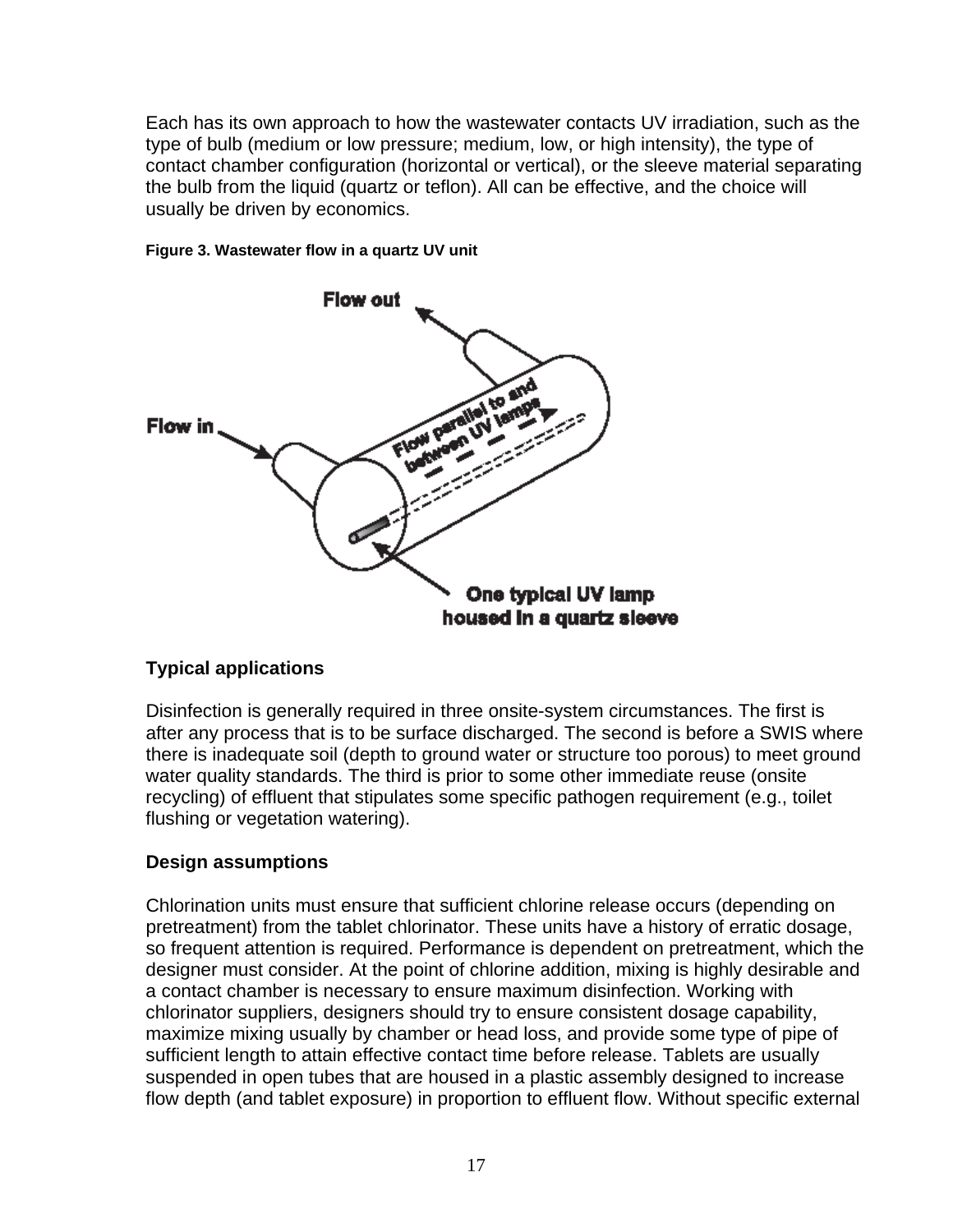Each has its own approach to how the wastewater contacts UV irradiation, such as the type of bulb (medium or low pressure; medium, low, or high intensity), the type of contact chamber configuration (horizontal or vertical), or the sleeve material separating the bulb from the liquid (quartz or teflon). All can be effective, and the choice will usually be driven by economics.

**Figure 3. Wastewater flow in a quartz UV unit**

Flow out

Flow in

Flow parallel to and between UV lamps

One typical UV lamp housed in a quartz sleeve

### Typical applications

Disinfection is generally required in three onsite-system circumstances. The first is after any process that is to be surface discharged. The second is before a SWIS where there is inadequate soil (depth to ground water or structure too porous) to meet ground water quality standards. The third is prior to some other immediate reuse (onsite recycling) of effluent that stipulates some specific pathogen requirement (e.g., toilet flushing or vegetation watering).

### Design assumptions

Chlorination units must ensure that sufficient chlorine release occurs (depending on pretreatment) from the tablet chlorinator. These units have a history of erratic dosage, so frequent attention is required. Performance is dependent on pretreatment, which the designer must consider. At the point of chlorine addition, mixing is highly desirable and a contact chamber is necessary to ensure maximum disinfection. Working with chlorinator suppliers, designers should try to ensure consistent dosage capability, maximize mixing usually by chamber or head loss, and provide some type of pipe of sufficient length to attain effective contact time before release. Tablets are usually suspended in open tubes that are housed in a plastic assembly designed to increase flow depth (and tablet exposure) in proportion to effluent flow. Without specific external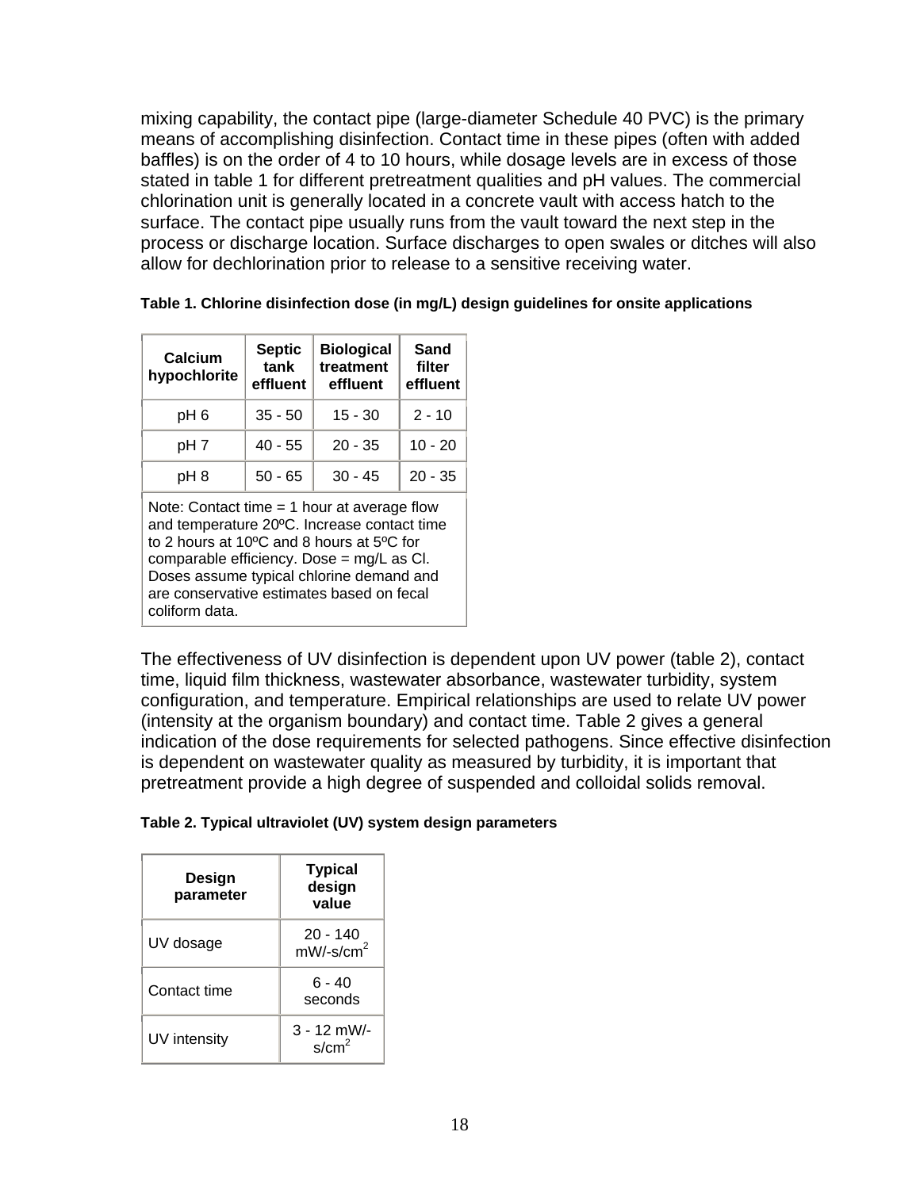mixing capability, the contact pipe (large-diameter Schedule 40 PVC) is the primary means of accomplishing disinfection. Contact time in these pipes (often with added baffles) is on the order of 4 to 10 hours, while dosage levels are in excess of those stated in table 1 for different pretreatment qualities and pH values. The commercial chlorination unit is generally located in a concrete vault with access hatch to the surface. The contact pipe usually runs from the vault toward the next step in the process or discharge location. Surface discharges to open swales or ditches will also allow for dechlorination prior to release to a sensitive receiving water.

**Table 1. Chlorine disinfection dose (in mg/L) design guidelines for onsite applications**

| Calcium hypochlorite | Septic tank effluent | Biological treatment effluent | Sand filter effluent |
|---|---|---|---|
| pH 6 | 35 - 50 | 15 - 30 | 2 - 10 |
| pH 7 | 40 - 55 | 20 - 35 | 10 - 20 |
| pH 8 | 50 - 65 | 30 - 45 | 20 - 35 |
| Note: Contact time = 1 hour at average flow and temperature 20ºC. Increase contact time to 2 hours at 10ºC and 8 hours at 5ºC for comparable efficiency. Dose = mg/L as Cl. Doses assume typical chlorine demand and are conservative estimates based on fecal coliform data. | | | |

The effectiveness of UV disinfection is dependent upon UV power (table 2), contact time, liquid film thickness, wastewater absorbance, wastewater turbidity, system configuration, and temperature. Empirical relationships are used to relate UV power (intensity at the organism boundary) and contact time. Table 2 gives a general indication of the dose requirements for selected pathogens. Since effective disinfection is dependent on wastewater quality as measured by turbidity, it is important that pretreatment provide a high degree of suspended and colloidal solids removal.

**Table 2. Typical ultraviolet (UV) system design parameters**

| Design parameter | Typical design value |
|---|---|
| UV dosage | 20 - 140 mW/-s/$cm^2$ |
| Contact time | 6 - 40 seconds |
| UV intensity | 3 - 12 mW/-s/$cm^2$ |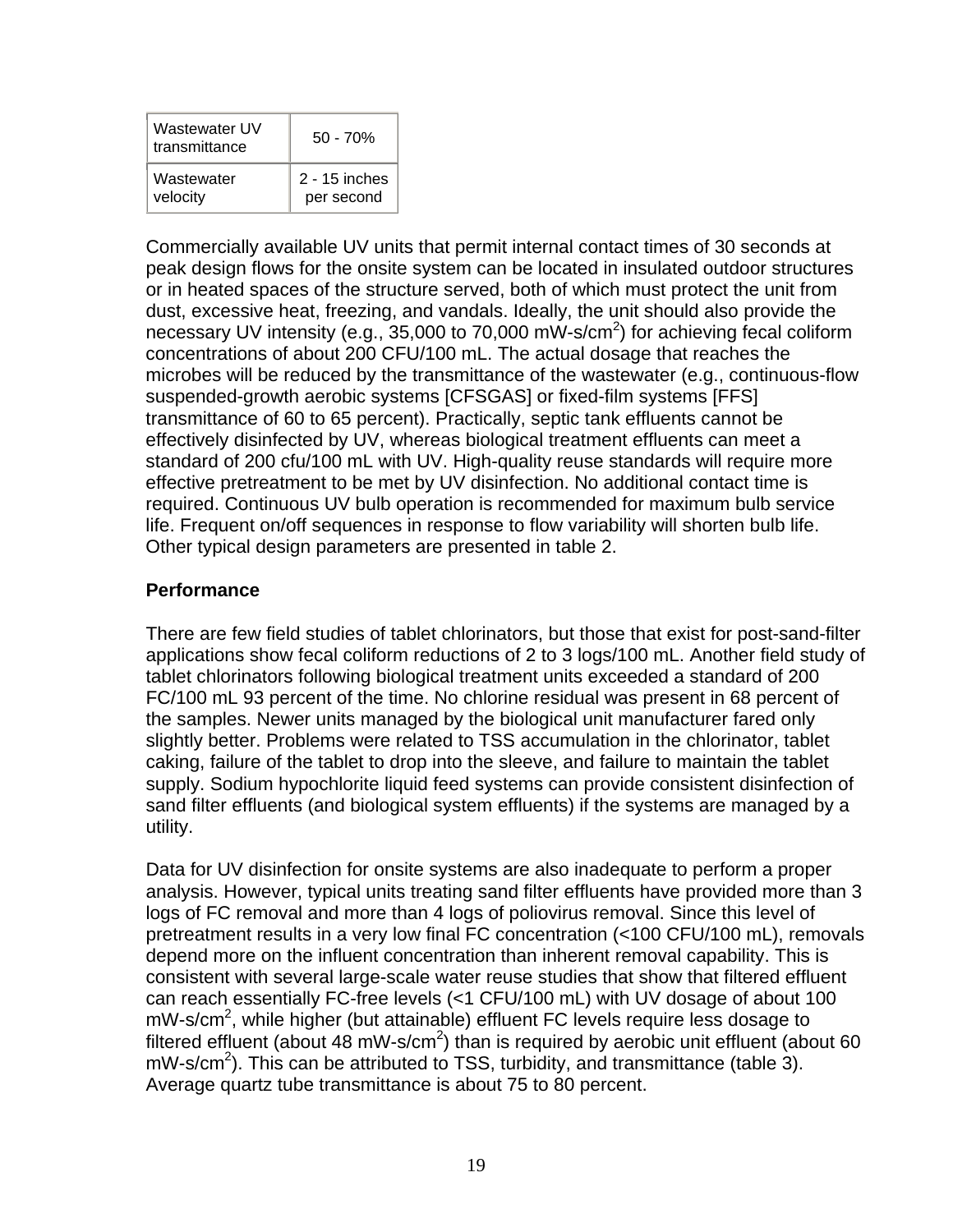| | |
|---|---|
| Wastewater UV transmittance | 50 - 70% |
| Wastewater velocity | 2 - 15 inches per second |

Commercially available UV units that permit internal contact times of 30 seconds at peak design flows for the onsite system can be located in insulated outdoor structures or in heated spaces of the structure served, both of which must protect the unit from dust, excessive heat, freezing, and vandals. Ideally, the unit should also provide the necessary UV intensity (e.g., 35,000 to 70,000 mW-s/cm$^2$) for achieving fecal coliform concentrations of about 200 CFU/100 mL. The actual dosage that reaches the microbes will be reduced by the transmittance of the wastewater (e.g., continuous-flow suspended-growth aerobic systems [CFSGAS] or fixed-film systems [FFS] transmittance of 60 to 65 percent). Practically, septic tank effluents cannot be effectively disinfected by UV, whereas biological treatment effluents can meet a standard of 200 cfu/100 mL with UV. High-quality reuse standards will require more effective pretreatment to be met by UV disinfection. No additional contact time is required. Continuous UV bulb operation is recommended for maximum bulb service life. Frequent on/off sequences in response to flow variability will shorten bulb life. Other typical design parameters are presented in table 2.

**Performance**

There are few field studies of tablet chlorinators, but those that exist for post-sand-filter applications show fecal coliform reductions of 2 to 3 logs/100 mL. Another field study of tablet chlorinators following biological treatment units exceeded a standard of 200 FC/100 mL 93 percent of the time. No chlorine residual was present in 68 percent of the samples. Newer units managed by the biological unit manufacturer fared only slightly better. Problems were related to TSS accumulation in the chlorinator, tablet caking, failure of the tablet to drop into the sleeve, and failure to maintain the tablet supply. Sodium hypochlorite liquid feed systems can provide consistent disinfection of sand filter effluents (and biological system effluents) if the systems are managed by a utility.

Data for UV disinfection for onsite systems are also inadequate to perform a proper analysis. However, typical units treating sand filter effluents have provided more than 3 logs of FC removal and more than 4 logs of poliovirus removal. Since this level of pretreatment results in a very low final FC concentration (<100 CFU/100 mL), removals depend more on the influent concentration than inherent removal capability. This is consistent with several large-scale water reuse studies that show that filtered effluent can reach essentially FC-free levels (<1 CFU/100 mL) with UV dosage of about 100 mW-s/cm$^2$, while higher (but attainable) effluent FC levels require less dosage to filtered effluent (about 48 mW-s/cm$^2$) than is required by aerobic unit effluent (about 60 mW-s/cm$^2$). This can be attributed to TSS, turbidity, and transmittance (table 3). Average quartz tube transmittance is about 75 to 80 percent.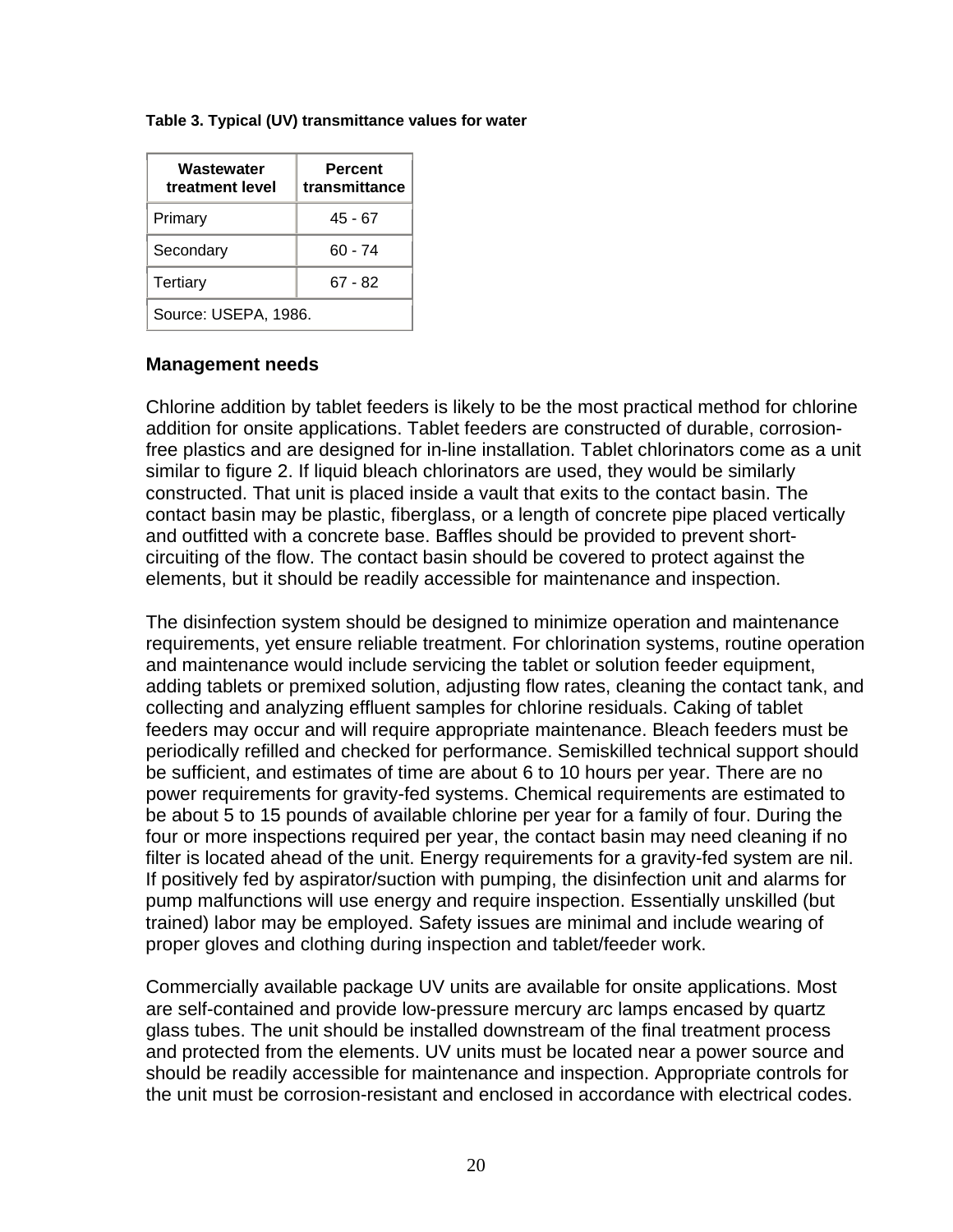**Table 3. Typical (UV) transmittance values for water**

| Wastewater treatment level | Percent transmittance |
|---|---|
| Primary | 45 - 67 |
| Secondary | 60 - 74 |
| Tertiary | 67 - 82 |
| Source: USEPA, 1986. | |

## Management needs

Chlorine addition by tablet feeders is likely to be the most practical method for chlorine addition for onsite applications. Tablet feeders are constructed of durable, corrosion-free plastics and are designed for in-line installation. Tablet chlorinators come as a unit similar to figure 2. If liquid bleach chlorinators are used, they would be similarly constructed. That unit is placed inside a vault that exits to the contact basin. The contact basin may be plastic, fiberglass, or a length of concrete pipe placed vertically and outfitted with a concrete base. Baffles should be provided to prevent short-circuiting of the flow. The contact basin should be covered to protect against the elements, but it should be readily accessible for maintenance and inspection.

The disinfection system should be designed to minimize operation and maintenance requirements, yet ensure reliable treatment. For chlorination systems, routine operation and maintenance would include servicing the tablet or solution feeder equipment, adding tablets or premixed solution, adjusting flow rates, cleaning the contact tank, and collecting and analyzing effluent samples for chlorine residuals. Caking of tablet feeders may occur and will require appropriate maintenance. Bleach feeders must be periodically refilled and checked for performance. Semiskilled technical support should be sufficient, and estimates of time are about 6 to 10 hours per year. There are no power requirements for gravity-fed systems. Chemical requirements are estimated to be about 5 to 15 pounds of available chlorine per year for a family of four. During the four or more inspections required per year, the contact basin may need cleaning if no filter is located ahead of the unit. Energy requirements for a gravity-fed system are nil. If positively fed by aspirator/suction with pumping, the disinfection unit and alarms for pump malfunctions will use energy and require inspection. Essentially unskilled (but trained) labor may be employed. Safety issues are minimal and include wearing of proper gloves and clothing during inspection and tablet/feeder work.

Commercially available package UV units are available for onsite applications. Most are self-contained and provide low-pressure mercury arc lamps encased by quartz glass tubes. The unit should be installed downstream of the final treatment process and protected from the elements. UV units must be located near a power source and should be readily accessible for maintenance and inspection. Appropriate controls for the unit must be corrosion-resistant and enclosed in accordance with electrical codes.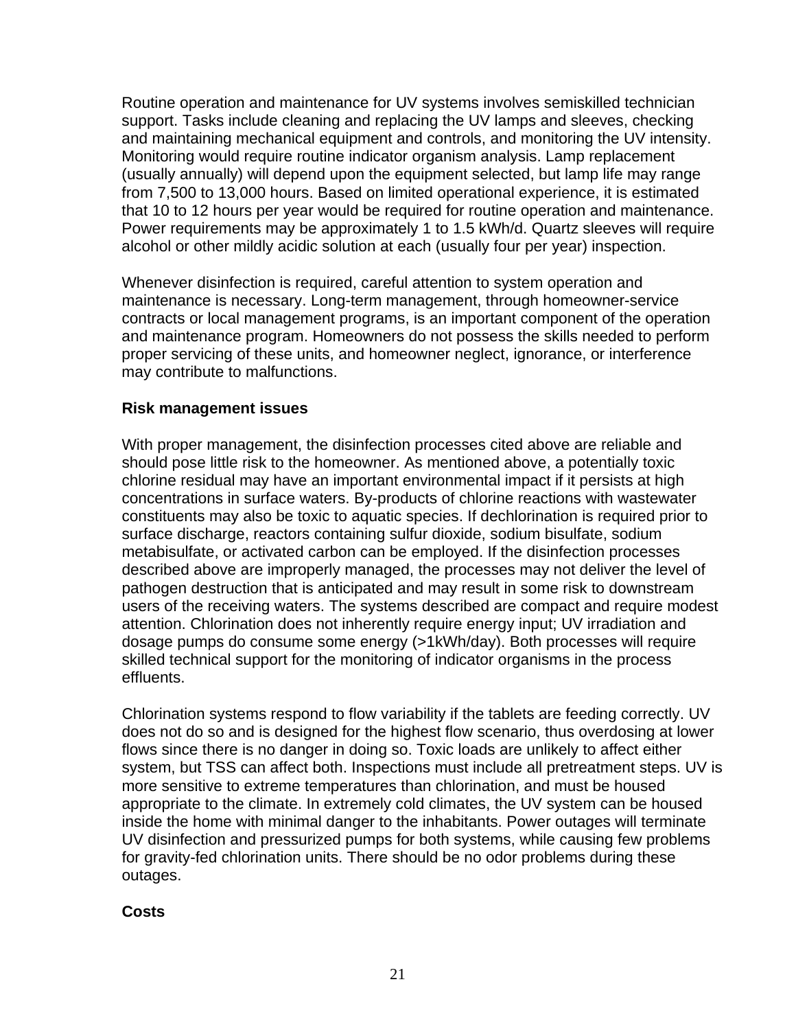Routine operation and maintenance for UV systems involves semiskilled technician support. Tasks include cleaning and replacing the UV lamps and sleeves, checking and maintaining mechanical equipment and controls, and monitoring the UV intensity. Monitoring would require routine indicator organism analysis. Lamp replacement (usually annually) will depend upon the equipment selected, but lamp life may range from 7,500 to 13,000 hours. Based on limited operational experience, it is estimated that 10 to 12 hours per year would be required for routine operation and maintenance. Power requirements may be approximately 1 to 1.5 kWh/d. Quartz sleeves will require alcohol or other mildly acidic solution at each (usually four per year) inspection.

Whenever disinfection is required, careful attention to system operation and maintenance is necessary. Long-term management, through homeowner-service contracts or local management programs, is an important component of the operation and maintenance program. Homeowners do not possess the skills needed to perform proper servicing of these units, and homeowner neglect, ignorance, or interference may contribute to malfunctions.

**Risk management issues**

With proper management, the disinfection processes cited above are reliable and should pose little risk to the homeowner. As mentioned above, a potentially toxic chlorine residual may have an important environmental impact if it persists at high concentrations in surface waters. By-products of chlorine reactions with wastewater constituents may also be toxic to aquatic species. If dechlorination is required prior to surface discharge, reactors containing sulfur dioxide, sodium bisulfate, sodium metabisulfate, or activated carbon can be employed. If the disinfection processes described above are improperly managed, the processes may not deliver the level of pathogen destruction that is anticipated and may result in some risk to downstream users of the receiving waters. The systems described are compact and require modest attention. Chlorination does not inherently require energy input; UV irradiation and dosage pumps do consume some energy (>1kWh/day). Both processes will require skilled technical support for the monitoring of indicator organisms in the process effluents.

Chlorination systems respond to flow variability if the tablets are feeding correctly. UV does not do so and is designed for the highest flow scenario, thus overdosing at lower flows since there is no danger in doing so. Toxic loads are unlikely to affect either system, but TSS can affect both. Inspections must include all pretreatment steps. UV is more sensitive to extreme temperatures than chlorination, and must be housed appropriate to the climate. In extremely cold climates, the UV system can be housed inside the home with minimal danger to the inhabitants. Power outages will terminate UV disinfection and pressurized pumps for both systems, while causing few problems for gravity-fed chlorination units. There should be no odor problems during these outages.

**Costs**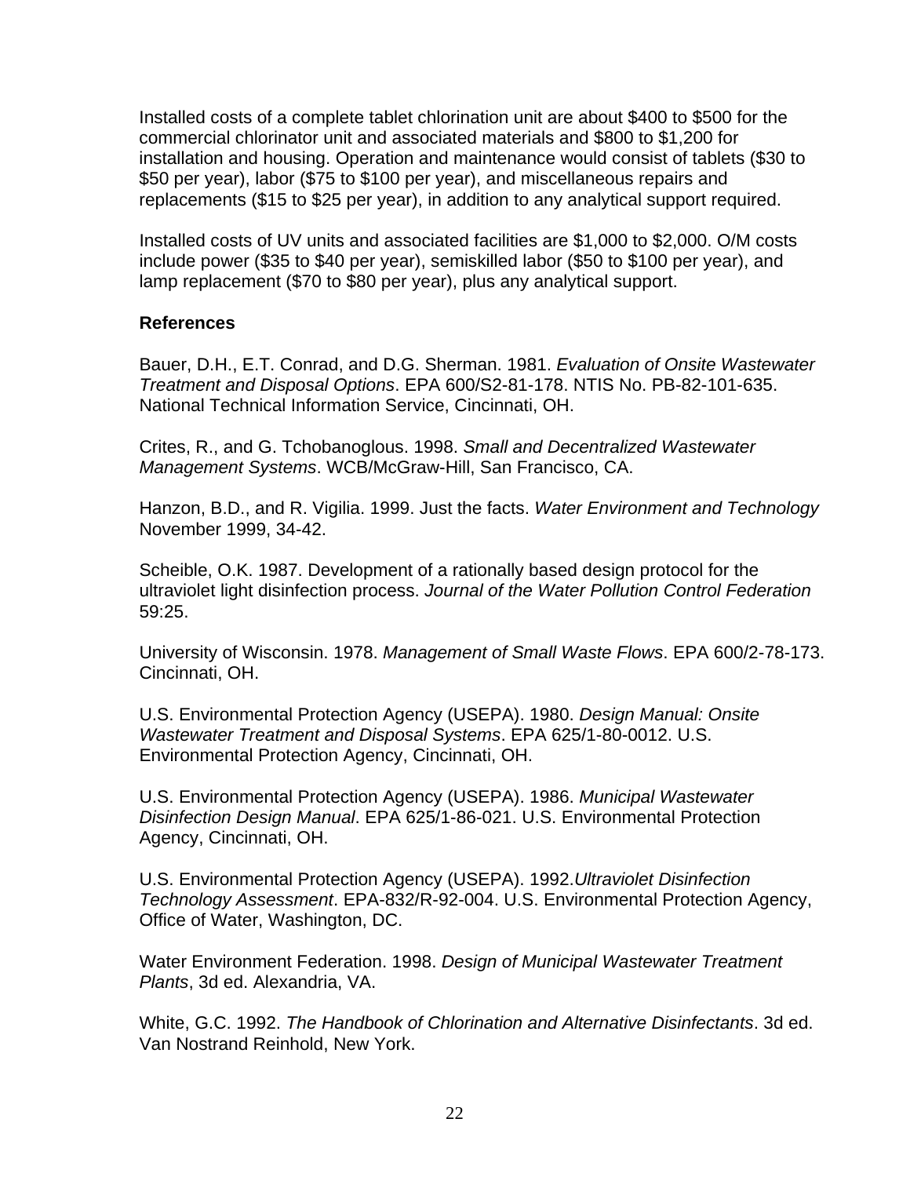Installed costs of a complete tablet chlorination unit are about $400 to $500 for the commercial chlorinator unit and associated materials and $800 to $1,200 for installation and housing. Operation and maintenance would consist of tablets ($30 to $50 per year), labor ($75 to $100 per year), and miscellaneous repairs and replacements ($15 to $25 per year), in addition to any analytical support required.

Installed costs of UV units and associated facilities are $1,000 to $2,000. O/M costs include power ($35 to $40 per year), semiskilled labor ($50 to $100 per year), and lamp replacement ($70 to $80 per year), plus any analytical support.

**References**

Bauer, D.H., E.T. Conrad, and D.G. Sherman. 1981. *Evaluation of Onsite Wastewater Treatment and Disposal Options*. EPA 600/S2-81-178. NTIS No. PB-82-101-635. National Technical Information Service, Cincinnati, OH.

Crites, R., and G. Tchobanoglous. 1998. *Small and Decentralized Wastewater Management Systems*. WCB/McGraw-Hill, San Francisco, CA.

Hanzon, B.D., and R. Vigilia. 1999. Just the facts. *Water Environment and Technology* November 1999, 34-42.

Scheible, O.K. 1987. Development of a rationally based design protocol for the ultraviolet light disinfection process. *Journal of the Water Pollution Control Federation* 59:25.

University of Wisconsin. 1978. *Management of Small Waste Flows*. EPA 600/2-78-173. Cincinnati, OH.

U.S. Environmental Protection Agency (USEPA). 1980. *Design Manual: Onsite Wastewater Treatment and Disposal Systems*. EPA 625/1-80-0012. U.S. Environmental Protection Agency, Cincinnati, OH.

U.S. Environmental Protection Agency (USEPA). 1986. *Municipal Wastewater Disinfection Design Manual*. EPA 625/1-86-021. U.S. Environmental Protection Agency, Cincinnati, OH.

U.S. Environmental Protection Agency (USEPA). 1992.*Ultraviolet Disinfection Technology Assessment*. EPA-832/R-92-004. U.S. Environmental Protection Agency, Office of Water, Washington, DC.

Water Environment Federation. 1998. *Design of Municipal Wastewater Treatment Plants*, 3d ed. Alexandria, VA.

White, G.C. 1992. *The Handbook of Chlorination and Alternative Disinfectants*. 3d ed. Van Nostrand Reinhold, New York.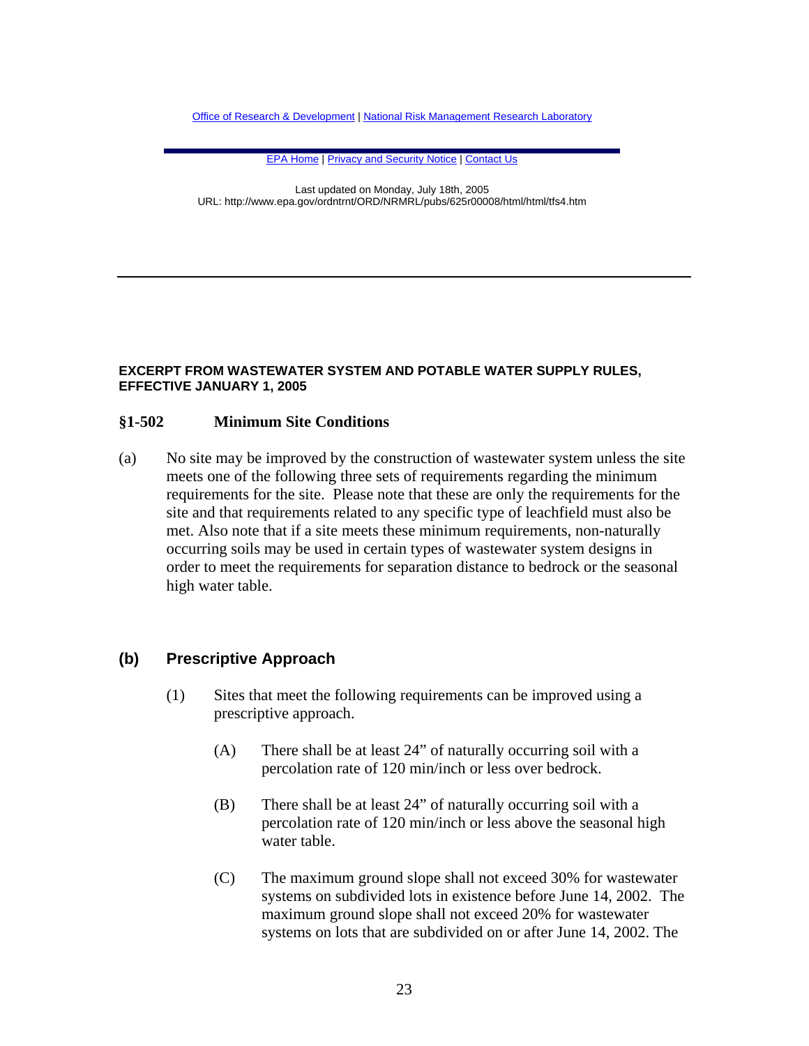Office of Research & Development | National Risk Management Research Laboratory

EPA Home | Privacy and Security Notice | Contact Us

Last updated on Monday, July 18th, 2005
URL: http://www.epa.gov/ordntrnt/ORD/NRMRL/pubs/625r00008/html/html/tfs4.htm

---

**EXCERPT FROM WASTEWATER SYSTEM AND POTABLE WATER SUPPLY RULES, EFFECTIVE JANUARY 1, 2005**

## §1-502 Minimum Site Conditions

(a) No site may be improved by the construction of wastewater system unless the site meets one of the following three sets of requirements regarding the minimum requirements for the site. Please note that these are only the requirements for the site and that requirements related to any specific type of leachfield must also be met. Also note that if a site meets these minimum requirements, non-naturally occurring soils may be used in certain types of wastewater system designs in order to meet the requirements for separation distance to bedrock or the seasonal high water table.

## (b) Prescriptive Approach

(1) Sites that meet the following requirements can be improved using a prescriptive approach.

(A) There shall be at least 24" of naturally occurring soil with a percolation rate of 120 min/inch or less over bedrock.

(B) There shall be at least 24" of naturally occurring soil with a percolation rate of 120 min/inch or less above the seasonal high water table.

(C) The maximum ground slope shall not exceed 30% for wastewater systems on subdivided lots in existence before June 14, 2002. The maximum ground slope shall not exceed 20% for wastewater systems on lots that are subdivided on or after June 14, 2002. The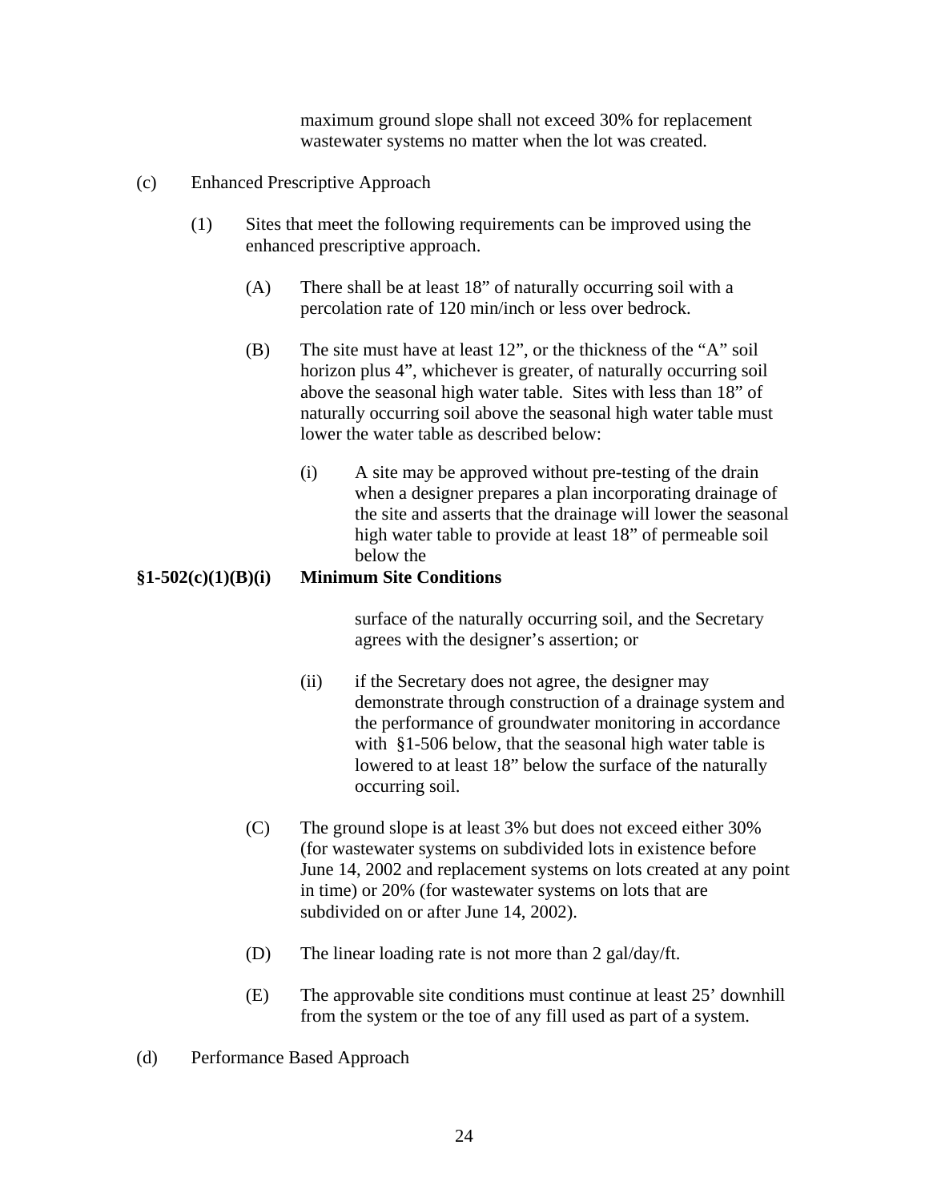maximum ground slope shall not exceed 30% for replacement wastewater systems no matter when the lot was created.

(c) Enhanced Prescriptive Approach

(1) Sites that meet the following requirements can be improved using the enhanced prescriptive approach.

(A) There shall be at least 18" of naturally occurring soil with a percolation rate of 120 min/inch or less over bedrock.

(B) The site must have at least 12", or the thickness of the "A" soil horizon plus 4", whichever is greater, of naturally occurring soil above the seasonal high water table. Sites with less than 18" of naturally occurring soil above the seasonal high water table must lower the water table as described below:

(i) A site may be approved without pre-testing of the drain when a designer prepares a plan incorporating drainage of the site and asserts that the drainage will lower the seasonal high water table to provide at least 18" of permeable soil below the surface of the naturally occurring soil, and the Secretary agrees with the designer's assertion; or

(ii) if the Secretary does not agree, the designer may demonstrate through construction of a drainage system and the performance of groundwater monitoring in accordance with §1-506 below, that the seasonal high water table is lowered to at least 18" below the surface of the naturally occurring soil.

(C) The ground slope is at least 3% but does not exceed either 30% (for wastewater systems on subdivided lots in existence before June 14, 2002 and replacement systems on lots created at any point in time) or 20% (for wastewater systems on lots that are subdivided on or after June 14, 2002).

(D) The linear loading rate is not more than 2 gal/day/ft.

(E) The approvable site conditions must continue at least 25' downhill from the system or the toe of any fill used as part of a system.

(d) Performance Based Approach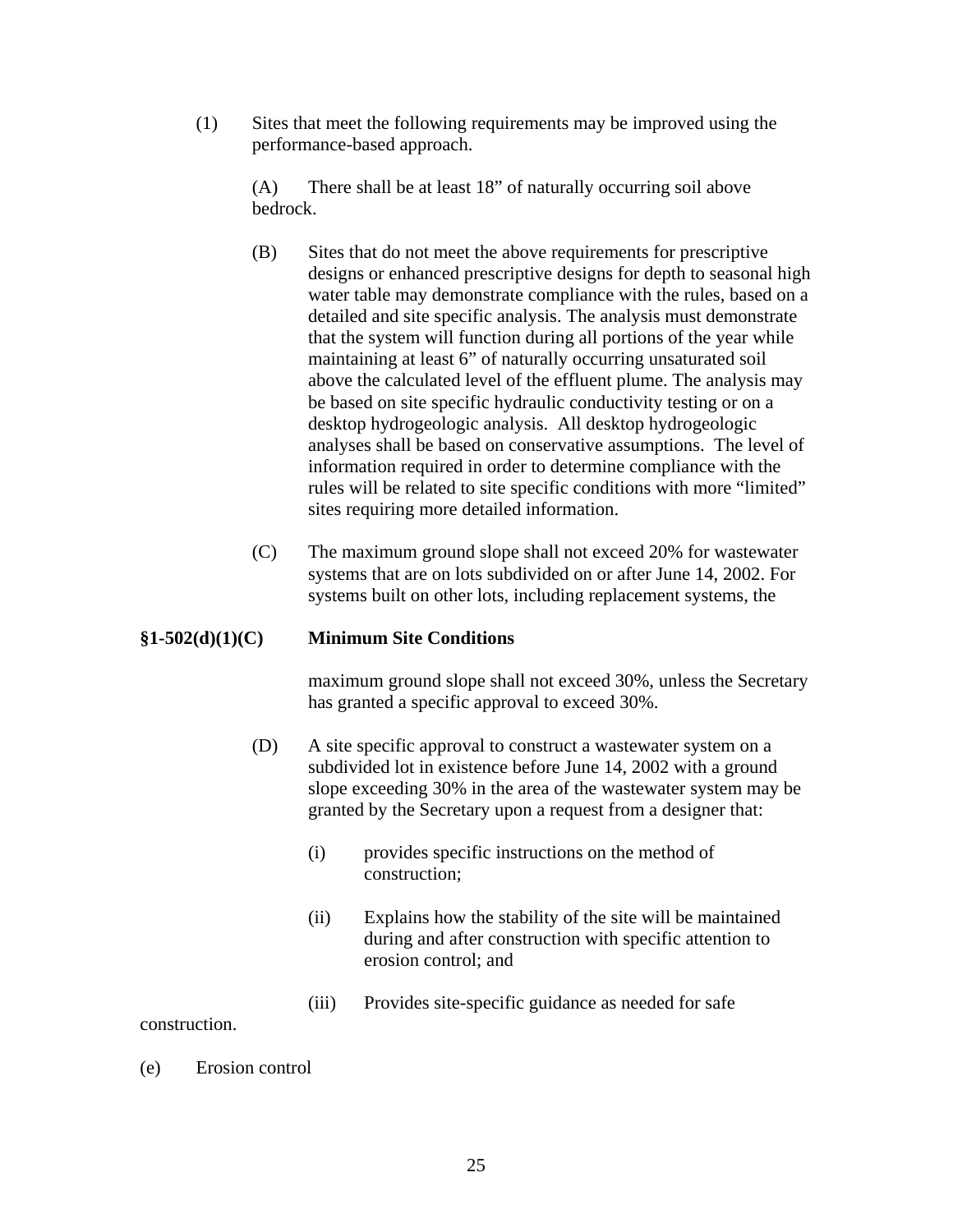(1) Sites that meet the following requirements may be improved using the performance-based approach.

(A) There shall be at least 18” of naturally occurring soil above bedrock.

(B) Sites that do not meet the above requirements for prescriptive designs or enhanced prescriptive designs for depth to seasonal high water table may demonstrate compliance with the rules, based on a detailed and site specific analysis. The analysis must demonstrate that the system will function during all portions of the year while maintaining at least 6” of naturally occurring unsaturated soil above the calculated level of the effluent plume. The analysis may be based on site specific hydraulic conductivity testing or on a desktop hydrogeologic analysis. All desktop hydrogeologic analyses shall be based on conservative assumptions. The level of information required in order to determine compliance with the rules will be related to site specific conditions with more “limited” sites requiring more detailed information.

(C) The maximum ground slope shall not exceed 20% for wastewater systems that are on lots subdivided on or after June 14, 2002. For systems built on other lots, including replacement systems, the

**§1-502(d)(1)(C) Minimum Site Conditions**

maximum ground slope shall not exceed 30%, unless the Secretary has granted a specific approval to exceed 30%.

(D) A site specific approval to construct a wastewater system on a subdivided lot in existence before June 14, 2002 with a ground slope exceeding 30% in the area of the wastewater system may be granted by the Secretary upon a request from a designer that:

(i) provides specific instructions on the method of construction;

(ii) Explains how the stability of the site will be maintained during and after construction with specific attention to erosion control; and

(iii) Provides site-specific guidance as needed for safe construction.

(e) Erosion control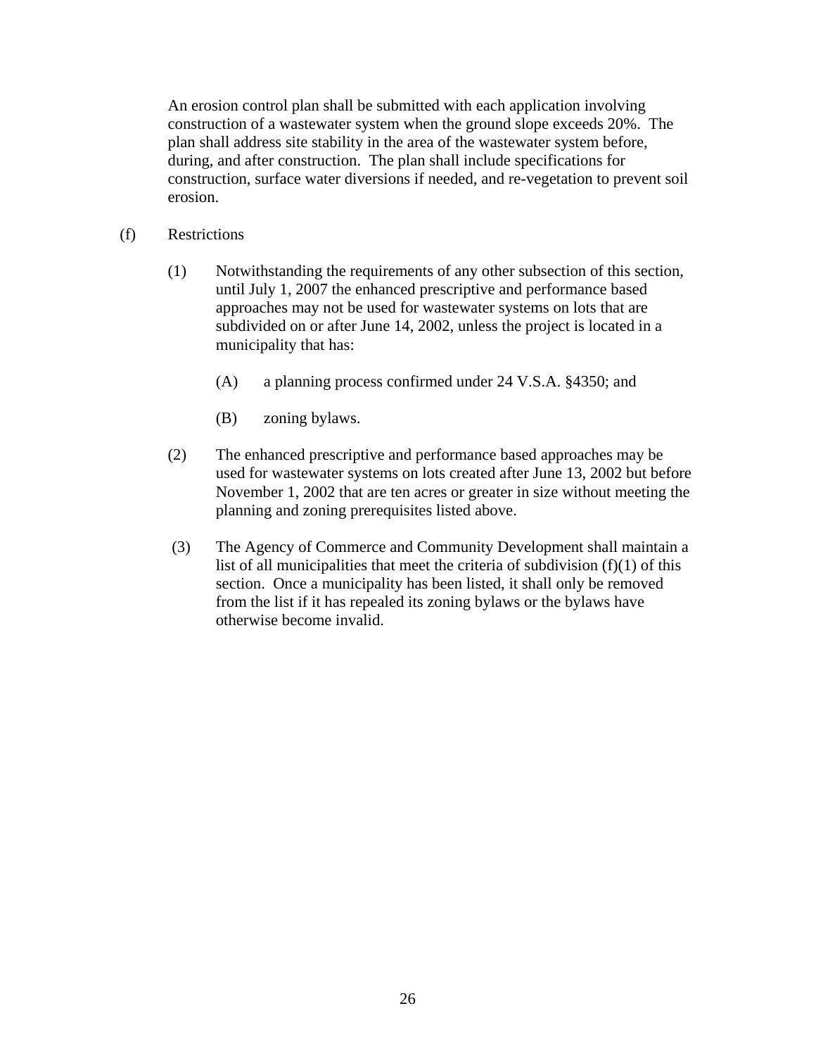An erosion control plan shall be submitted with each application involving construction of a wastewater system when the ground slope exceeds 20%. The plan shall address site stability in the area of the wastewater system before, during, and after construction. The plan shall include specifications for construction, surface water diversions if needed, and re-vegetation to prevent soil erosion.

(f) Restrictions

(1) Notwithstanding the requirements of any other subsection of this section, until July 1, 2007 the enhanced prescriptive and performance based approaches may not be used for wastewater systems on lots that are subdivided on or after June 14, 2002, unless the project is located in a municipality that has:

(A) a planning process confirmed under 24 V.S.A. §4350; and

(B) zoning bylaws.

(2) The enhanced prescriptive and performance based approaches may be used for wastewater systems on lots created after June 13, 2002 but before November 1, 2002 that are ten acres or greater in size without meeting the planning and zoning prerequisites listed above.

(3) The Agency of Commerce and Community Development shall maintain a list of all municipalities that meet the criteria of subdivision (f)(1) of this section. Once a municipality has been listed, it shall only be removed from the list if it has repealed its zoning bylaws or the bylaws have otherwise become invalid.